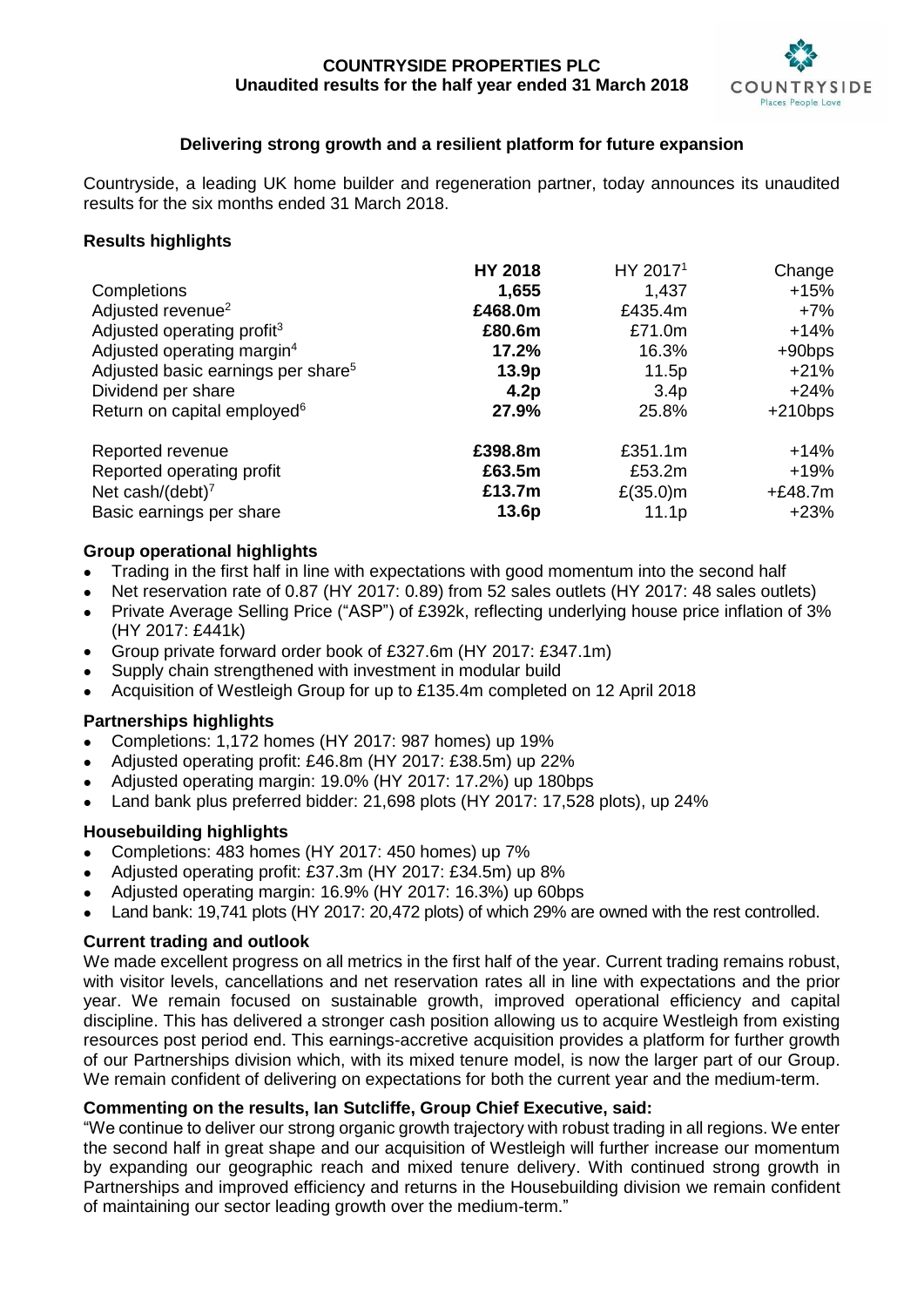**COUNTRYSIDE PROPERTIES PLC**
**Unaudited results for the half year ended 31 March 2018**

## Delivering strong growth and a resilient platform for future expansion

Countryside, a leading UK home builder and regeneration partner, today announces its unaudited results for the six months ended 31 March 2018.

### Results highlights

| | HY 2018 | HY 2017[1] | Change |
|---|---|---|---|
| Completions | **1,655** | 1,437 | +15% |
| Adjusted revenue[2] | **£468.0m** | £435.4m | +7% |
| Adjusted operating profit[3] | **£80.6m** | £71.0m | +14% |
| Adjusted operating margin[4] | **17.2%** | 16.3% | +90bps |
| Adjusted basic earnings per share[5] | **13.9p** | 11.5p | +21% |
| Dividend per share | **4.2p** | 3.4p | +24% |
| Return on capital employed[6] | **27.9%** | 25.8% | +210bps |
| Reported revenue | **£398.8m** | £351.1m | +14% |
| Reported operating profit | **£63.5m** | £53.2m | +19% |
| Net cash/(debt)[7] | **£13.7m** | £(35.0)m | +£48.7m |
| Basic earnings per share | **13.6p** | 11.1p | +23% |

### Group operational highlights

- Trading in the first half in line with expectations with good momentum into the second half
- Net reservation rate of 0.87 (HY 2017: 0.89) from 52 sales outlets (HY 2017: 48 sales outlets)
- Private Average Selling Price ("ASP") of £392k, reflecting underlying house price inflation of 3% (HY 2017: £441k)
- Group private forward order book of £327.6m (HY 2017: £347.1m)
- Supply chain strengthened with investment in modular build
- Acquisition of Westleigh Group for up to £135.4m completed on 12 April 2018

### Partnerships highlights

- Completions: 1,172 homes (HY 2017: 987 homes) up 19%
- Adjusted operating profit: £46.8m (HY 2017: £38.5m) up 22%
- Adjusted operating margin: 19.0% (HY 2017: 17.2%) up 180bps
- Land bank plus preferred bidder: 21,698 plots (HY 2017: 17,528 plots), up 24%

### Housebuilding highlights

- Completions: 483 homes (HY 2017: 450 homes) up 7%
- Adjusted operating profit: £37.3m (HY 2017: £34.5m) up 8%
- Adjusted operating margin: 16.9% (HY 2017: 16.3%) up 60bps
- Land bank: 19,741 plots (HY 2017: 20,472 plots) of which 29% are owned with the rest controlled.

### Current trading and outlook

We made excellent progress on all metrics in the first half of the year. Current trading remains robust, with visitor levels, cancellations and net reservation rates all in line with expectations and the prior year. We remain focused on sustainable growth, improved operational efficiency and capital discipline. This has delivered a stronger cash position allowing us to acquire Westleigh from existing resources post period end. This earnings-accretive acquisition provides a platform for further growth of our Partnerships division which, with its mixed tenure model, is now the larger part of our Group. We remain confident of delivering on expectations for both the current year and the medium-term.

### Commenting on the results, Ian Sutcliffe, Group Chief Executive, said:

"We continue to deliver our strong organic growth trajectory with robust trading in all regions. We enter the second half in great shape and our acquisition of Westleigh will further increase our momentum by expanding our geographic reach and mixed tenure delivery. With continued strong growth in Partnerships and improved efficiency and returns in the Housebuilding division we remain confident of maintaining our sector leading growth over the medium-term."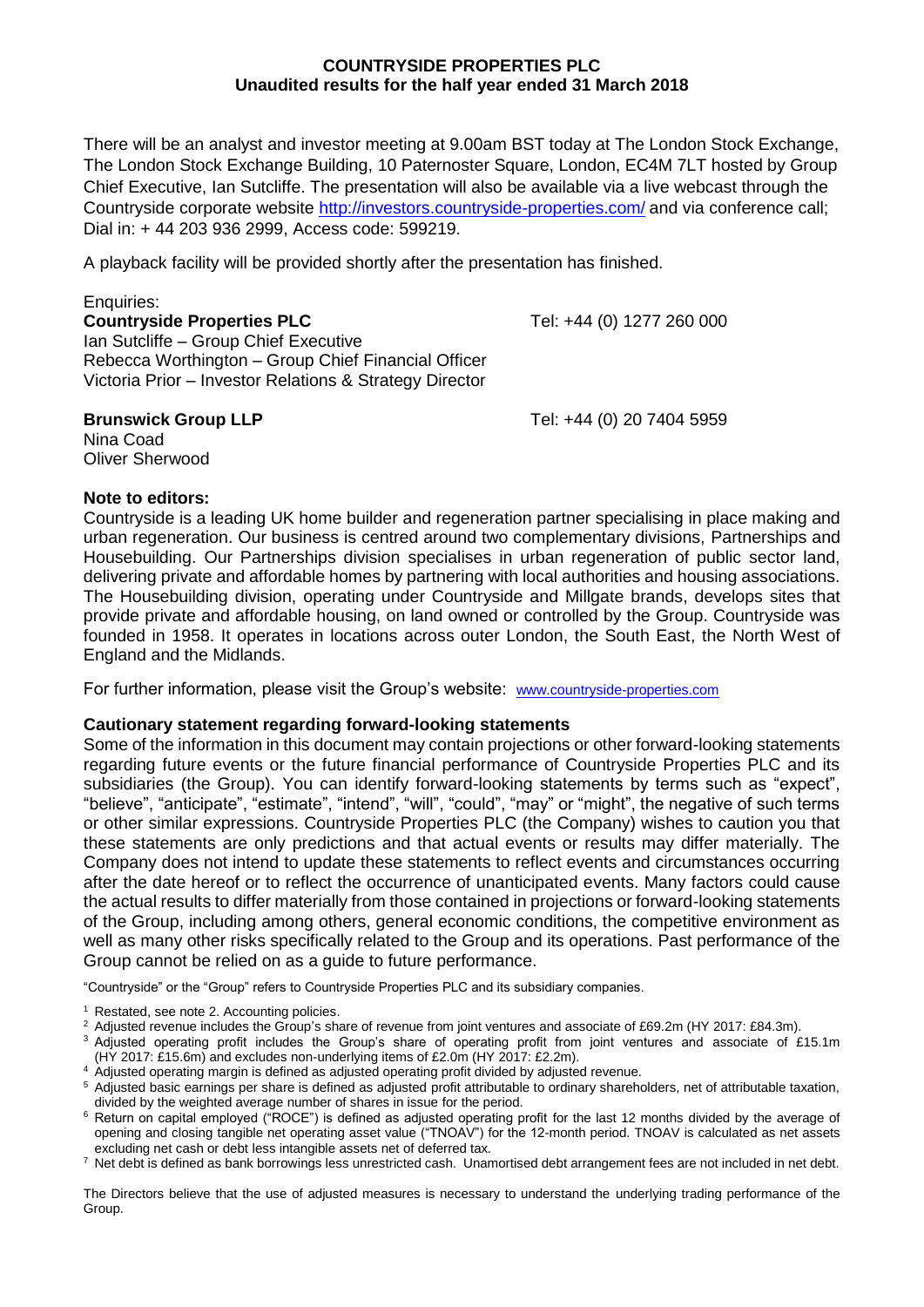**COUNTRYSIDE PROPERTIES PLC**
**Unaudited results for the half year ended 31 March 2018**

There will be an analyst and investor meeting at 9.00am BST today at The London Stock Exchange, The London Stock Exchange Building, 10 Paternoster Square, London, EC4M 7LT hosted by Group Chief Executive, Ian Sutcliffe. The presentation will also be available via a live webcast through the Countryside corporate website http://investors.countryside-properties.com/ and via conference call; Dial in: + 44 203 936 2999, Access code: 599219.

A playback facility will be provided shortly after the presentation has finished.

Enquiries:

**Countryside Properties PLC** Tel: +44 (0) 1277 260 000
Ian Sutcliffe – Group Chief Executive
Rebecca Worthington – Group Chief Financial Officer
Victoria Prior – Investor Relations & Strategy Director

**Brunswick Group LLP** Tel: +44 (0) 20 7404 5959
Nina Coad
Oliver Sherwood

**Note to editors:**

Countryside is a leading UK home builder and regeneration partner specialising in place making and urban regeneration. Our business is centred around two complementary divisions, Partnerships and Housebuilding. Our Partnerships division specialises in urban regeneration of public sector land, delivering private and affordable homes by partnering with local authorities and housing associations. The Housebuilding division, operating under Countryside and Millgate brands, develops sites that provide private and affordable housing, on land owned or controlled by the Group. Countryside was founded in 1958. It operates in locations across outer London, the South East, the North West of England and the Midlands.

For further information, please visit the Group's website: www.countryside-properties.com

**Cautionary statement regarding forward-looking statements**

Some of the information in this document may contain projections or other forward-looking statements regarding future events or the future financial performance of Countryside Properties PLC and its subsidiaries (the Group). You can identify forward-looking statements by terms such as "expect", "believe", "anticipate", "estimate", "intend", "will", "could", "may" or "might", the negative of such terms or other similar expressions. Countryside Properties PLC (the Company) wishes to caution you that these statements are only predictions and that actual events or results may differ materially. The Company does not intend to update these statements to reflect events and circumstances occurring after the date hereof or to reflect the occurrence of unanticipated events. Many factors could cause the actual results to differ materially from those contained in projections or forward-looking statements of the Group, including among others, general economic conditions, the competitive environment as well as many other risks specifically related to the Group and its operations. Past performance of the Group cannot be relied on as a guide to future performance.

"Countryside" or the "Group" refers to Countryside Properties PLC and its subsidiary companies.

[1] Restated, see note 2. Accounting policies.
[2] Adjusted revenue includes the Group's share of revenue from joint ventures and associate of £69.2m (HY 2017: £84.3m).
[3] Adjusted operating profit includes the Group's share of operating profit from joint ventures and associate of £15.1m (HY 2017: £15.6m) and excludes non-underlying items of £2.0m (HY 2017: £2.2m).
[4] Adjusted operating margin is defined as adjusted operating profit divided by adjusted revenue.
[5] Adjusted basic earnings per share is defined as adjusted profit attributable to ordinary shareholders, net of attributable taxation, divided by the weighted average number of shares in issue for the period.
[6] Return on capital employed ("ROCE") is defined as adjusted operating profit for the last 12 months divided by the average of opening and closing tangible net operating asset value ("TNOAV") for the 12-month period. TNOAV is calculated as net assets excluding net cash or debt less intangible assets net of deferred tax.
[7] Net debt is defined as bank borrowings less unrestricted cash. Unamortised debt arrangement fees are not included in net debt.

The Directors believe that the use of adjusted measures is necessary to understand the underlying trading performance of the Group.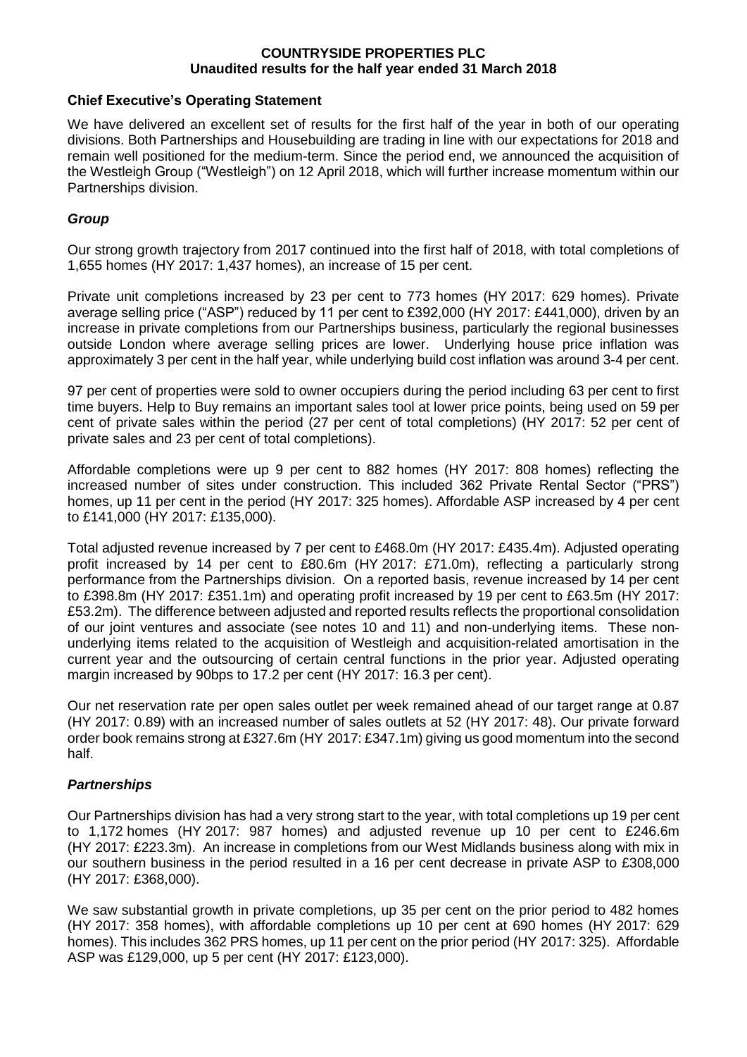**COUNTRYSIDE PROPERTIES PLC**
**Unaudited results for the half year ended 31 March 2018**

## Chief Executive's Operating Statement

We have delivered an excellent set of results for the first half of the year in both of our operating divisions. Both Partnerships and Housebuilding are trading in line with our expectations for 2018 and remain well positioned for the medium-term. Since the period end, we announced the acquisition of the Westleigh Group ("Westleigh") on 12 April 2018, which will further increase momentum within our Partnerships division.

### *Group*

Our strong growth trajectory from 2017 continued into the first half of 2018, with total completions of 1,655 homes (HY 2017: 1,437 homes), an increase of 15 per cent.

Private unit completions increased by 23 per cent to 773 homes (HY 2017: 629 homes). Private average selling price ("ASP") reduced by 11 per cent to £392,000 (HY 2017: £441,000), driven by an increase in private completions from our Partnerships business, particularly the regional businesses outside London where average selling prices are lower. Underlying house price inflation was approximately 3 per cent in the half year, while underlying build cost inflation was around 3-4 per cent.

97 per cent of properties were sold to owner occupiers during the period including 63 per cent to first time buyers. Help to Buy remains an important sales tool at lower price points, being used on 59 per cent of private sales within the period (27 per cent of total completions) (HY 2017: 52 per cent of private sales and 23 per cent of total completions).

Affordable completions were up 9 per cent to 882 homes (HY 2017: 808 homes) reflecting the increased number of sites under construction. This included 362 Private Rental Sector ("PRS") homes, up 11 per cent in the period (HY 2017: 325 homes). Affordable ASP increased by 4 per cent to £141,000 (HY 2017: £135,000).

Total adjusted revenue increased by 7 per cent to £468.0m (HY 2017: £435.4m). Adjusted operating profit increased by 14 per cent to £80.6m (HY 2017: £71.0m), reflecting a particularly strong performance from the Partnerships division. On a reported basis, revenue increased by 14 per cent to £398.8m (HY 2017: £351.1m) and operating profit increased by 19 per cent to £63.5m (HY 2017: £53.2m). The difference between adjusted and reported results reflects the proportional consolidation of our joint ventures and associate (see notes 10 and 11) and non-underlying items. These non-underlying items related to the acquisition of Westleigh and acquisition-related amortisation in the current year and the outsourcing of certain central functions in the prior year. Adjusted operating margin increased by 90bps to 17.2 per cent (HY 2017: 16.3 per cent).

Our net reservation rate per open sales outlet per week remained ahead of our target range at 0.87 (HY 2017: 0.89) with an increased number of sales outlets at 52 (HY 2017: 48). Our private forward order book remains strong at £327.6m (HY 2017: £347.1m) giving us good momentum into the second half.

### *Partnerships*

Our Partnerships division has had a very strong start to the year, with total completions up 19 per cent to 1,172 homes (HY 2017: 987 homes) and adjusted revenue up 10 per cent to £246.6m (HY 2017: £223.3m). An increase in completions from our West Midlands business along with mix in our southern business in the period resulted in a 16 per cent decrease in private ASP to £308,000 (HY 2017: £368,000).

We saw substantial growth in private completions, up 35 per cent on the prior period to 482 homes (HY 2017: 358 homes), with affordable completions up 10 per cent at 690 homes (HY 2017: 629 homes). This includes 362 PRS homes, up 11 per cent on the prior period (HY 2017: 325). Affordable ASP was £129,000, up 5 per cent (HY 2017: £123,000).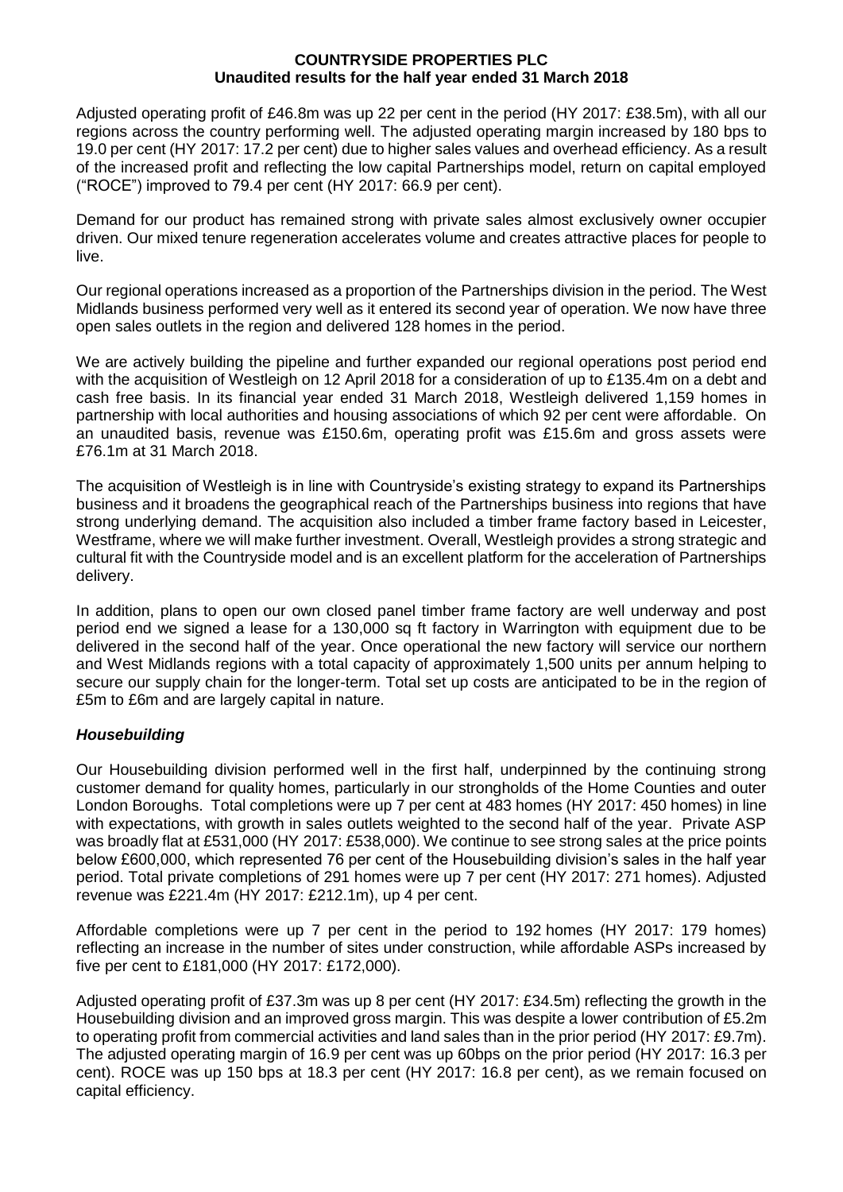**COUNTRYSIDE PROPERTIES PLC**
**Unaudited results for the half year ended 31 March 2018**

Adjusted operating profit of £46.8m was up 22 per cent in the period (HY 2017: £38.5m), with all our regions across the country performing well. The adjusted operating margin increased by 180 bps to 19.0 per cent (HY 2017: 17.2 per cent) due to higher sales values and overhead efficiency. As a result of the increased profit and reflecting the low capital Partnerships model, return on capital employed ("ROCE") improved to 79.4 per cent (HY 2017: 66.9 per cent).

Demand for our product has remained strong with private sales almost exclusively owner occupier driven. Our mixed tenure regeneration accelerates volume and creates attractive places for people to live.

Our regional operations increased as a proportion of the Partnerships division in the period. The West Midlands business performed very well as it entered its second year of operation. We now have three open sales outlets in the region and delivered 128 homes in the period.

We are actively building the pipeline and further expanded our regional operations post period end with the acquisition of Westleigh on 12 April 2018 for a consideration of up to £135.4m on a debt and cash free basis. In its financial year ended 31 March 2018, Westleigh delivered 1,159 homes in partnership with local authorities and housing associations of which 92 per cent were affordable. On an unaudited basis, revenue was £150.6m, operating profit was £15.6m and gross assets were £76.1m at 31 March 2018.

The acquisition of Westleigh is in line with Countryside's existing strategy to expand its Partnerships business and it broadens the geographical reach of the Partnerships business into regions that have strong underlying demand. The acquisition also included a timber frame factory based in Leicester, Westframe, where we will make further investment. Overall, Westleigh provides a strong strategic and cultural fit with the Countryside model and is an excellent platform for the acceleration of Partnerships delivery.

In addition, plans to open our own closed panel timber frame factory are well underway and post period end we signed a lease for a 130,000 sq ft factory in Warrington with equipment due to be delivered in the second half of the year. Once operational the new factory will service our northern and West Midlands regions with a total capacity of approximately 1,500 units per annum helping to secure our supply chain for the longer-term. Total set up costs are anticipated to be in the region of £5m to £6m and are largely capital in nature.

***Housebuilding***

Our Housebuilding division performed well in the first half, underpinned by the continuing strong customer demand for quality homes, particularly in our strongholds of the Home Counties and outer London Boroughs. Total completions were up 7 per cent at 483 homes (HY 2017: 450 homes) in line with expectations, with growth in sales outlets weighted to the second half of the year. Private ASP was broadly flat at £531,000 (HY 2017: £538,000). We continue to see strong sales at the price points below £600,000, which represented 76 per cent of the Housebuilding division's sales in the half year period. Total private completions of 291 homes were up 7 per cent (HY 2017: 271 homes). Adjusted revenue was £221.4m (HY 2017: £212.1m), up 4 per cent.

Affordable completions were up 7 per cent in the period to 192 homes (HY 2017: 179 homes) reflecting an increase in the number of sites under construction, while affordable ASPs increased by five per cent to £181,000 (HY 2017: £172,000).

Adjusted operating profit of £37.3m was up 8 per cent (HY 2017: £34.5m) reflecting the growth in the Housebuilding division and an improved gross margin. This was despite a lower contribution of £5.2m to operating profit from commercial activities and land sales than in the prior period (HY 2017: £9.7m). The adjusted operating margin of 16.9 per cent was up 60bps on the prior period (HY 2017: 16.3 per cent). ROCE was up 150 bps at 18.3 per cent (HY 2017: 16.8 per cent), as we remain focused on capital efficiency.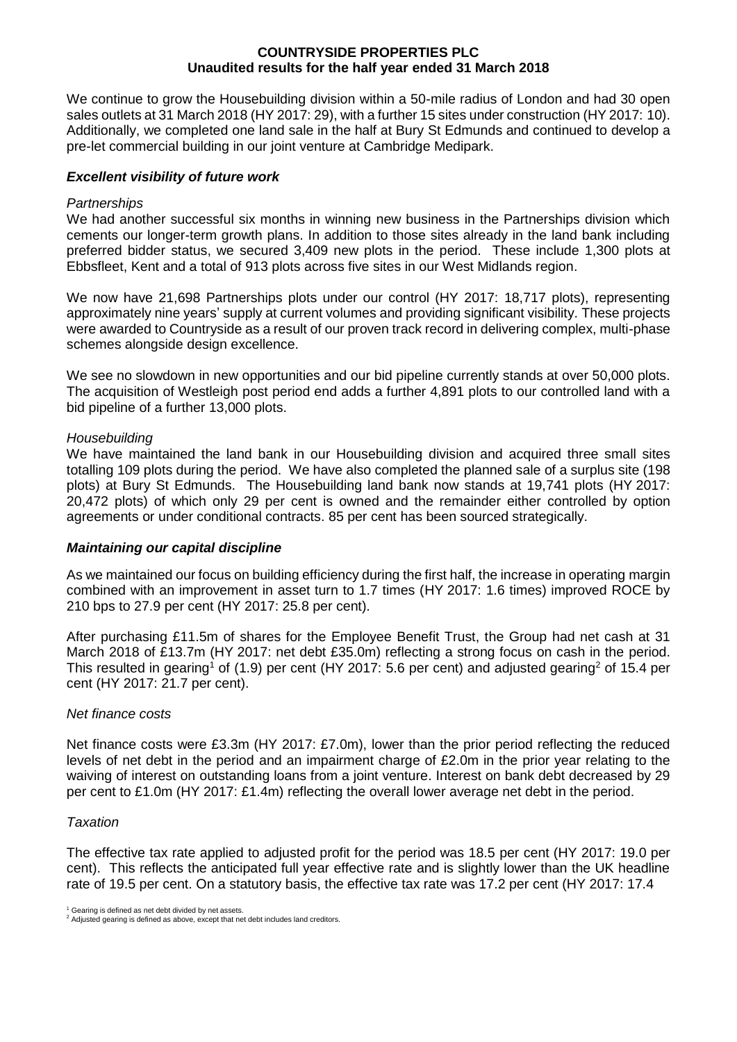**COUNTRYSIDE PROPERTIES PLC**
**Unaudited results for the half year ended 31 March 2018**

We continue to grow the Housebuilding division within a 50-mile radius of London and had 30 open sales outlets at 31 March 2018 (HY 2017: 29), with a further 15 sites under construction (HY 2017: 10). Additionally, we completed one land sale in the half at Bury St Edmunds and continued to develop a pre-let commercial building in our joint venture at Cambridge Medipark.

### *Excellent visibility of future work*

*Partnerships*

We had another successful six months in winning new business in the Partnerships division which cements our longer-term growth plans. In addition to those sites already in the land bank including preferred bidder status, we secured 3,409 new plots in the period. These include 1,300 plots at Ebbsfleet, Kent and a total of 913 plots across five sites in our West Midlands region.

We now have 21,698 Partnerships plots under our control (HY 2017: 18,717 plots), representing approximately nine years' supply at current volumes and providing significant visibility. These projects were awarded to Countryside as a result of our proven track record in delivering complex, multi-phase schemes alongside design excellence.

We see no slowdown in new opportunities and our bid pipeline currently stands at over 50,000 plots. The acquisition of Westleigh post period end adds a further 4,891 plots to our controlled land with a bid pipeline of a further 13,000 plots.

*Housebuilding*

We have maintained the land bank in our Housebuilding division and acquired three small sites totalling 109 plots during the period. We have also completed the planned sale of a surplus site (198 plots) at Bury St Edmunds. The Housebuilding land bank now stands at 19,741 plots (HY 2017: 20,472 plots) of which only 29 per cent is owned and the remainder either controlled by option agreements or under conditional contracts. 85 per cent has been sourced strategically.

### *Maintaining our capital discipline*

As we maintained our focus on building efficiency during the first half, the increase in operating margin combined with an improvement in asset turn to 1.7 times (HY 2017: 1.6 times) improved ROCE by 210 bps to 27.9 per cent (HY 2017: 25.8 per cent).

After purchasing £11.5m of shares for the Employee Benefit Trust, the Group had net cash at 31 March 2018 of £13.7m (HY 2017: net debt £35.0m) reflecting a strong focus on cash in the period. This resulted in gearing[1] of (1.9) per cent (HY 2017: 5.6 per cent) and adjusted gearing[2] of 15.4 per cent (HY 2017: 21.7 per cent).

*Net finance costs*

Net finance costs were £3.3m (HY 2017: £7.0m), lower than the prior period reflecting the reduced levels of net debt in the period and an impairment charge of £2.0m in the prior year relating to the waiving of interest on outstanding loans from a joint venture. Interest on bank debt decreased by 29 per cent to £1.0m (HY 2017: £1.4m) reflecting the overall lower average net debt in the period.

*Taxation*

The effective tax rate applied to adjusted profit for the period was 18.5 per cent (HY 2017: 19.0 per cent). This reflects the anticipated full year effective rate and is slightly lower than the UK headline rate of 19.5 per cent. On a statutory basis, the effective tax rate was 17.2 per cent (HY 2017: 17.4

[1] Gearing is defined as net debt divided by net assets.
[2] Adjusted gearing is defined as above, except that net debt includes land creditors.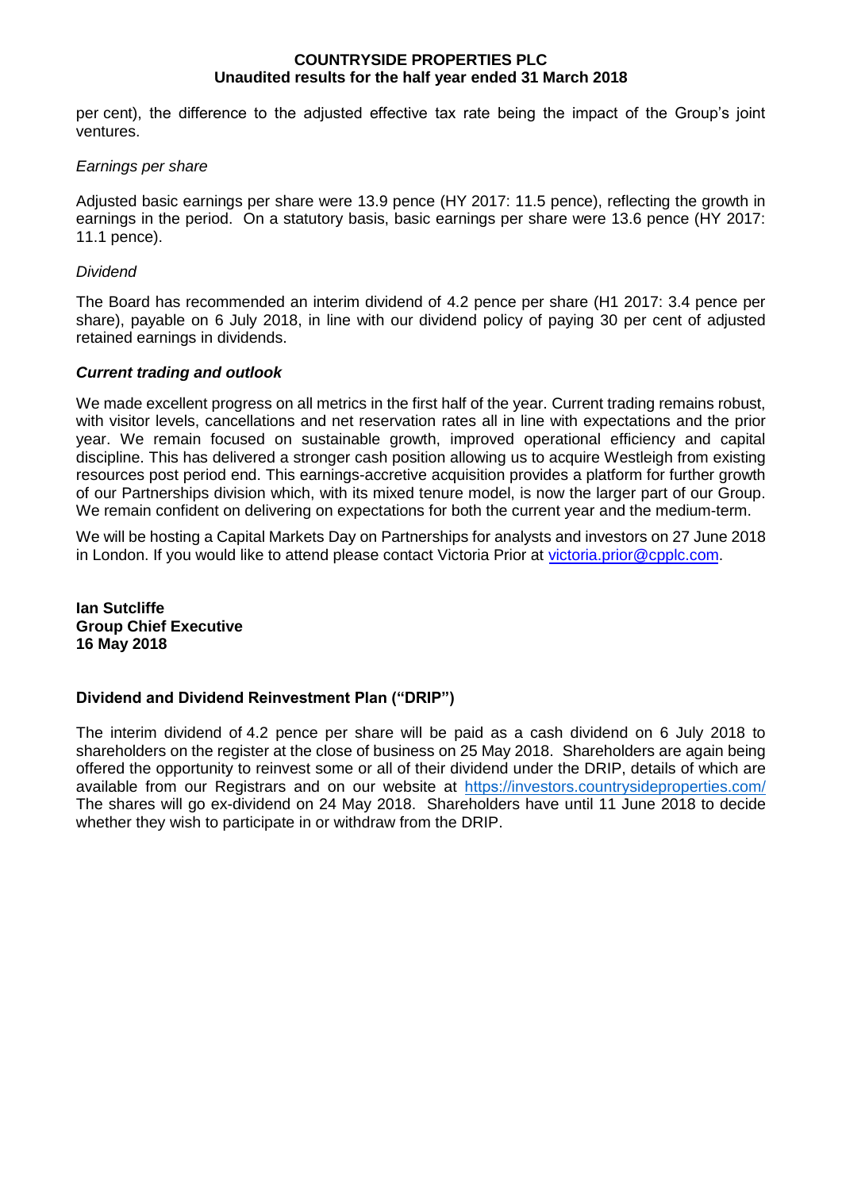per cent), the difference to the adjusted effective tax rate being the impact of the Group's joint ventures.

*Earnings per share*

Adjusted basic earnings per share were 13.9 pence (HY 2017: 11.5 pence), reflecting the growth in earnings in the period. On a statutory basis, basic earnings per share were 13.6 pence (HY 2017: 11.1 pence).

*Dividend*

The Board has recommended an interim dividend of 4.2 pence per share (H1 2017: 3.4 pence per share), payable on 6 July 2018, in line with our dividend policy of paying 30 per cent of adjusted retained earnings in dividends.

***Current trading and outlook***

We made excellent progress on all metrics in the first half of the year. Current trading remains robust, with visitor levels, cancellations and net reservation rates all in line with expectations and the prior year. We remain focused on sustainable growth, improved operational efficiency and capital discipline. This has delivered a stronger cash position allowing us to acquire Westleigh from existing resources post period end. This earnings-accretive acquisition provides a platform for further growth of our Partnerships division which, with its mixed tenure model, is now the larger part of our Group. We remain confident on delivering on expectations for both the current year and the medium-term.

We will be hosting a Capital Markets Day on Partnerships for analysts and investors on 27 June 2018 in London. If you would like to attend please contact Victoria Prior at victoria.prior@cpplc.com.

**Ian Sutcliffe**
**Group Chief Executive**
**16 May 2018**

**Dividend and Dividend Reinvestment Plan ("DRIP")**

The interim dividend of 4.2 pence per share will be paid as a cash dividend on 6 July 2018 to shareholders on the register at the close of business on 25 May 2018. Shareholders are again being offered the opportunity to reinvest some or all of their dividend under the DRIP, details of which are available from our Registrars and on our website at https://investors.countrysideproperties.com/ The shares will go ex-dividend on 24 May 2018. Shareholders have until 11 June 2018 to decide whether they wish to participate in or withdraw from the DRIP.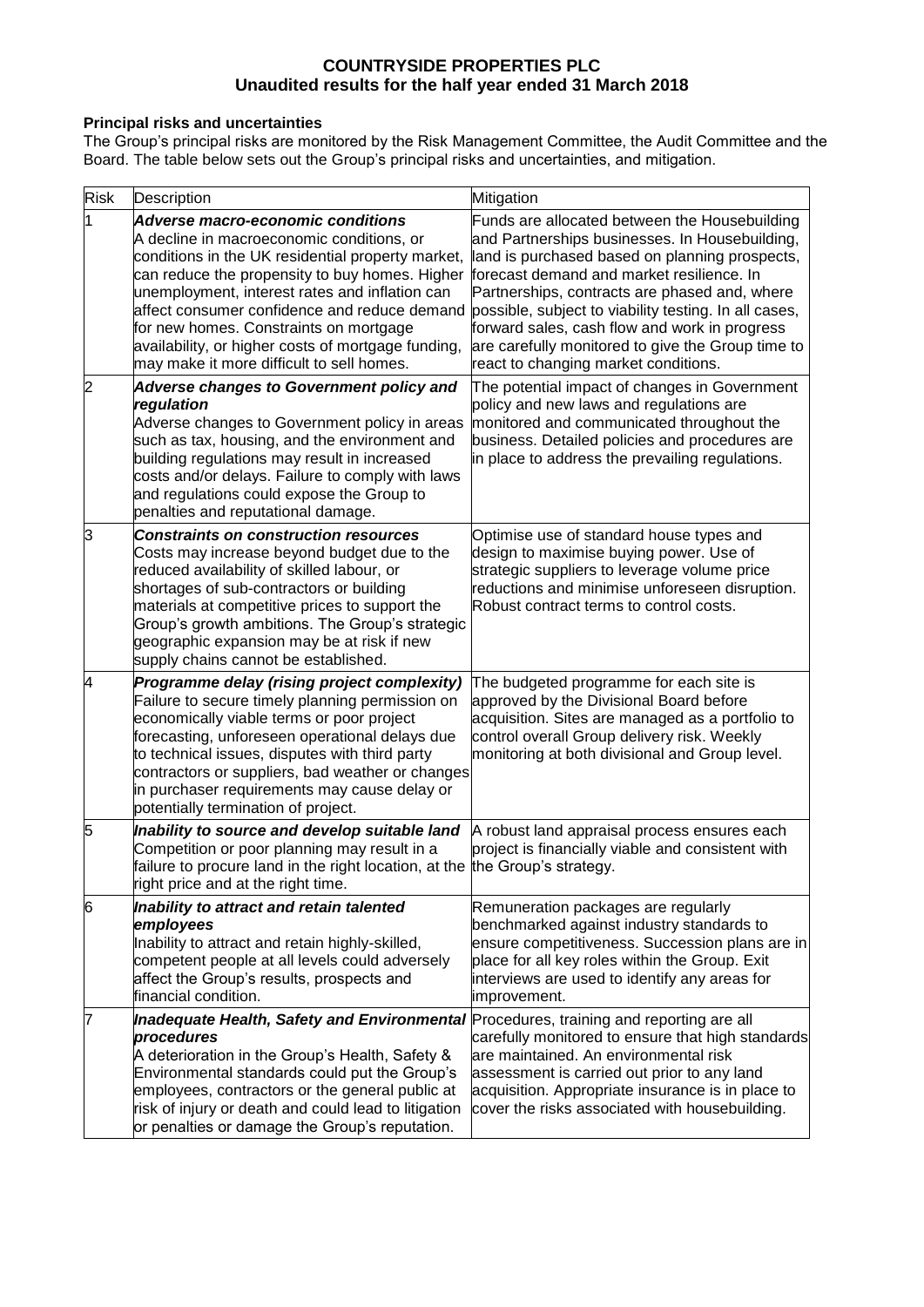**COUNTRYSIDE PROPERTIES PLC**
**Unaudited results for the half year ended 31 March 2018**

**Principal risks and uncertainties**

The Group's principal risks are monitored by the Risk Management Committee, the Audit Committee and the Board. The table below sets out the Group's principal risks and uncertainties, and mitigation.

| Risk | Description | Mitigation |
|---|---|---|
| 1 | ***Adverse macro-economic conditions*** A decline in macroeconomic conditions, or conditions in the UK residential property market, can reduce the propensity to buy homes. Higher unemployment, interest rates and inflation can affect consumer confidence and reduce demand for new homes. Constraints on mortgage availability, or higher costs of mortgage funding, may make it more difficult to sell homes. | Funds are allocated between the Housebuilding and Partnerships businesses. In Housebuilding, land is purchased based on planning prospects, forecast demand and market resilience. In Partnerships, contracts are phased and, where possible, subject to viability testing. In all cases, forward sales, cash flow and work in progress are carefully monitored to give the Group time to react to changing market conditions. |
| 2 | ***Adverse changes to Government policy and regulation*** Adverse changes to Government policy in areas such as tax, housing, and the environment and building regulations may result in increased costs and/or delays. Failure to comply with laws and regulations could expose the Group to penalties and reputational damage. | The potential impact of changes in Government policy and new laws and regulations are monitored and communicated throughout the business. Detailed policies and procedures are in place to address the prevailing regulations. |
| 3 | ***Constraints on construction resources*** Costs may increase beyond budget due to the reduced availability of skilled labour, or shortages of sub-contractors or building materials at competitive prices to support the Group's growth ambitions. The Group's strategic geographic expansion may be at risk if new supply chains cannot be established. | Optimise use of standard house types and design to maximise buying power. Use of strategic suppliers to leverage volume price reductions and minimise unforeseen disruption. Robust contract terms to control costs. |
| 4 | ***Programme delay (rising project complexity)*** Failure to secure timely planning permission on economically viable terms or poor project forecasting, unforeseen operational delays due to technical issues, disputes with third party contractors or suppliers, bad weather or changes in purchaser requirements may cause delay or potentially termination of project. | The budgeted programme for each site is approved by the Divisional Board before acquisition. Sites are managed as a portfolio to control overall Group delivery risk. Weekly monitoring at both divisional and Group level. |
| 5 | ***Inability to source and develop suitable land*** Competition or poor planning may result in a failure to procure land in the right location, at the right price and at the right time. | A robust land appraisal process ensures each project is financially viable and consistent with the Group's strategy. |
| 6 | ***Inability to attract and retain talented employees*** Inability to attract and retain highly-skilled, competent people at all levels could adversely affect the Group's results, prospects and financial condition. | Remuneration packages are regularly benchmarked against industry standards to ensure competitiveness. Succession plans are in place for all key roles within the Group. Exit interviews are used to identify any areas for improvement. |
| 7 | ***Inadequate Health, Safety and Environmental procedures*** A deterioration in the Group's Health, Safety & Environmental standards could put the Group's employees, contractors or the general public at risk of injury or death and could lead to litigation or penalties or damage the Group's reputation. | Procedures, training and reporting are all carefully monitored to ensure that high standards are maintained. An environmental risk assessment is carried out prior to any land acquisition. Appropriate insurance is in place to cover the risks associated with housebuilding. |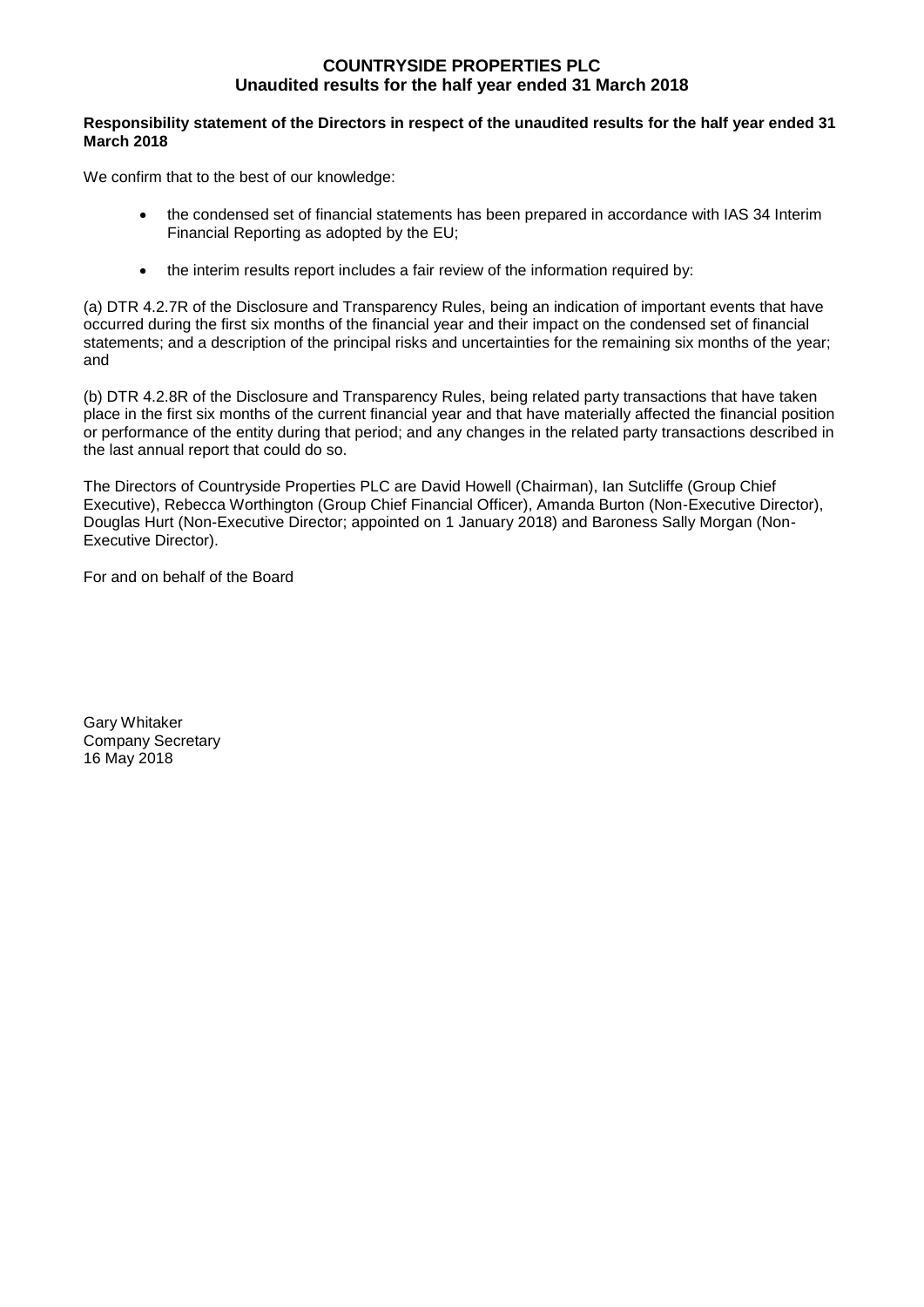# COUNTRYSIDE PROPERTIES PLC
## Unaudited results for the half year ended 31 March 2018

**Responsibility statement of the Directors in respect of the unaudited results for the half year ended 31 March 2018**

We confirm that to the best of our knowledge:

- the condensed set of financial statements has been prepared in accordance with IAS 34 Interim Financial Reporting as adopted by the EU;
- the interim results report includes a fair review of the information required by:

(a) DTR 4.2.7R of the Disclosure and Transparency Rules, being an indication of important events that have occurred during the first six months of the financial year and their impact on the condensed set of financial statements; and a description of the principal risks and uncertainties for the remaining six months of the year; and

(b) DTR 4.2.8R of the Disclosure and Transparency Rules, being related party transactions that have taken place in the first six months of the current financial year and that have materially affected the financial position or performance of the entity during that period; and any changes in the related party transactions described in the last annual report that could do so.

The Directors of Countryside Properties PLC are David Howell (Chairman), Ian Sutcliffe (Group Chief Executive), Rebecca Worthington (Group Chief Financial Officer), Amanda Burton (Non-Executive Director), Douglas Hurt (Non-Executive Director; appointed on 1 January 2018) and Baroness Sally Morgan (Non-Executive Director).

For and on behalf of the Board

Gary Whitaker  
Company Secretary  
16 May 2018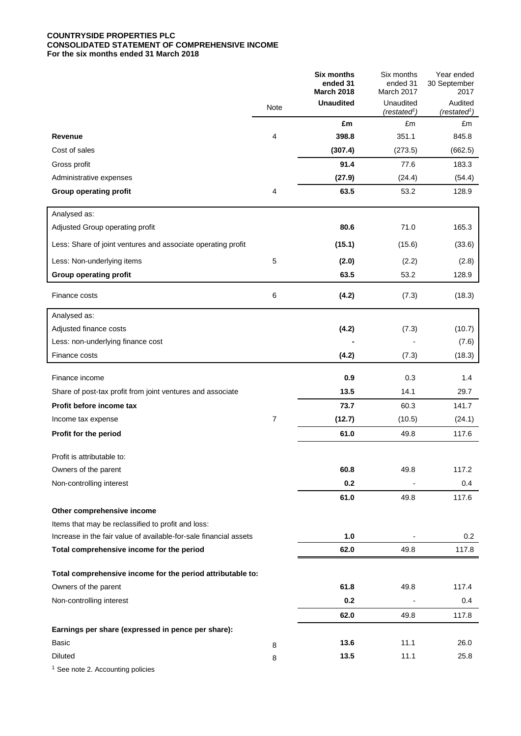**COUNTRYSIDE PROPERTIES PLC**
**CONSOLIDATED STATEMENT OF COMPREHENSIVE INCOME**
**For the six months ended 31 March 2018**

| | Note | **Six months ended 31 March 2018** | Six months ended 31 March 2017 | Year ended 30 September 2017 |
|---|---|---|---|---|
| | | **Unaudited** | Unaudited *(restated[1])* | Audited *(restated[1])* |
| | | **£m** | £m | £m |
| **Revenue** | 4 | **398.8** | 351.1 | 845.8 |
| Cost of sales | | **(307.4)** | (273.5) | (662.5) |
| Gross profit | | **91.4** | 77.6 | 183.3 |
| Administrative expenses | | **(27.9)** | (24.4) | (54.4) |
| **Group operating profit** | 4 | **63.5** | 53.2 | 128.9 |
| Analysed as: | | | | |
| Adjusted Group operating profit | | **80.6** | 71.0 | 165.3 |
| Less: Share of joint ventures and associate operating profit | | **(15.1)** | (15.6) | (33.6) |
| Less: Non-underlying items | 5 | **(2.0)** | (2.2) | (2.8) |
| **Group operating profit** | | **63.5** | 53.2 | 128.9 |
| Finance costs | 6 | **(4.2)** | (7.3) | (18.3) |
| Analysed as: | | | | |
| Adjusted finance costs | | **(4.2)** | (7.3) | (10.7) |
| Less: non-underlying finance cost | | **-** | - | (7.6) |
| Finance costs | | **(4.2)** | (7.3) | (18.3) |
| Finance income | | **0.9** | 0.3 | 1.4 |
| Share of post-tax profit from joint ventures and associate | | **13.5** | 14.1 | 29.7 |
| **Profit before income tax** | | **73.7** | 60.3 | 141.7 |
| Income tax expense | 7 | **(12.7)** | (10.5) | (24.1) |
| **Profit for the period** | | **61.0** | 49.8 | 117.6 |
| Profit is attributable to: | | | | |
| Owners of the parent | | **60.8** | 49.8 | 117.2 |
| Non-controlling interest | | **0.2** | - | 0.4 |
| | | **61.0** | 49.8 | 117.6 |
| **Other comprehensive income** | | | | |
| Items that may be reclassified to profit and loss: | | | | |
| Increase in the fair value of available-for-sale financial assets | | **1.0** | - | 0.2 |
| **Total comprehensive income for the period** | | **62.0** | 49.8 | 117.8 |
| **Total comprehensive income for the period attributable to:** | | | | |
| Owners of the parent | | **61.8** | 49.8 | 117.4 |
| Non-controlling interest | | **0.2** | - | 0.4 |
| | | **62.0** | 49.8 | 117.8 |
| **Earnings per share (expressed in pence per share):** | | | | |
| Basic | 8 | **13.6** | 11.1 | 26.0 |
| Diluted | 8 | **13.5** | 11.1 | 25.8 |

[1] See note 2. Accounting policies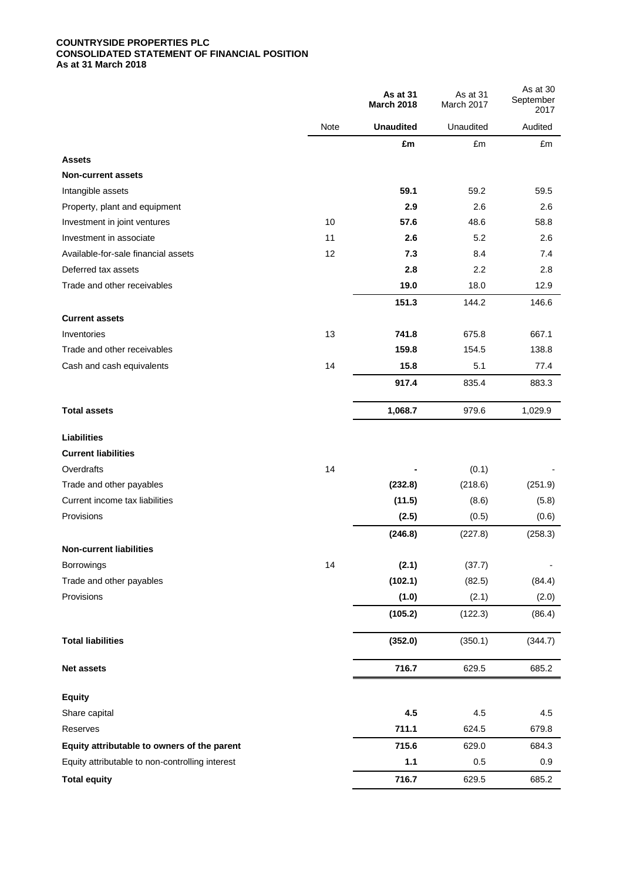**COUNTRYSIDE PROPERTIES PLC**
**CONSOLIDATED STATEMENT OF FINANCIAL POSITION**
**As at 31 March 2018**

| | Note | **As at 31 March 2018** | As at 31 March 2017 | As at 30 September 2017 |
|---|---|---|---|---|
| | | **Unaudited** | Unaudited | Audited |
| | | **£m** | £m | £m |
| **Assets** | | | | |
| **Non-current assets** | | | | |
| Intangible assets | | **59.1** | 59.2 | 59.5 |
| Property, plant and equipment | | **2.9** | 2.6 | 2.6 |
| Investment in joint ventures | 10 | **57.6** | 48.6 | 58.8 |
| Investment in associate | 11 | **2.6** | 5.2 | 2.6 |
| Available-for-sale financial assets | 12 | **7.3** | 8.4 | 7.4 |
| Deferred tax assets | | **2.8** | 2.2 | 2.8 |
| Trade and other receivables | | **19.0** | 18.0 | 12.9 |
| | | **151.3** | 144.2 | 146.6 |
| **Current assets** | | | | |
| Inventories | 13 | **741.8** | 675.8 | 667.1 |
| Trade and other receivables | | **159.8** | 154.5 | 138.8 |
| Cash and cash equivalents | 14 | **15.8** | 5.1 | 77.4 |
| | | **917.4** | 835.4 | 883.3 |
| **Total assets** | | **1,068.7** | 979.6 | 1,029.9 |
| **Liabilities** | | | | |
| **Current liabilities** | | | | |
| Overdrafts | 14 | **-** | (0.1) | - |
| Trade and other payables | | **(232.8)** | (218.6) | (251.9) |
| Current income tax liabilities | | **(11.5)** | (8.6) | (5.8) |
| Provisions | | **(2.5)** | (0.5) | (0.6) |
| | | **(246.8)** | (227.8) | (258.3) |
| **Non-current liabilities** | | | | |
| Borrowings | 14 | **(2.1)** | (37.7) | - |
| Trade and other payables | | **(102.1)** | (82.5) | (84.4) |
| Provisions | | **(1.0)** | (2.1) | (2.0) |
| | | **(105.2)** | (122.3) | (86.4) |
| **Total liabilities** | | **(352.0)** | (350.1) | (344.7) |
| **Net assets** | | **716.7** | 629.5 | 685.2 |
| **Equity** | | | | |
| Share capital | | **4.5** | 4.5 | 4.5 |
| Reserves | | **711.1** | 624.5 | 679.8 |
| **Equity attributable to owners of the parent** | | **715.6** | 629.0 | 684.3 |
| Equity attributable to non-controlling interest | | **1.1** | 0.5 | 0.9 |
| **Total equity** | | **716.7** | 629.5 | 685.2 |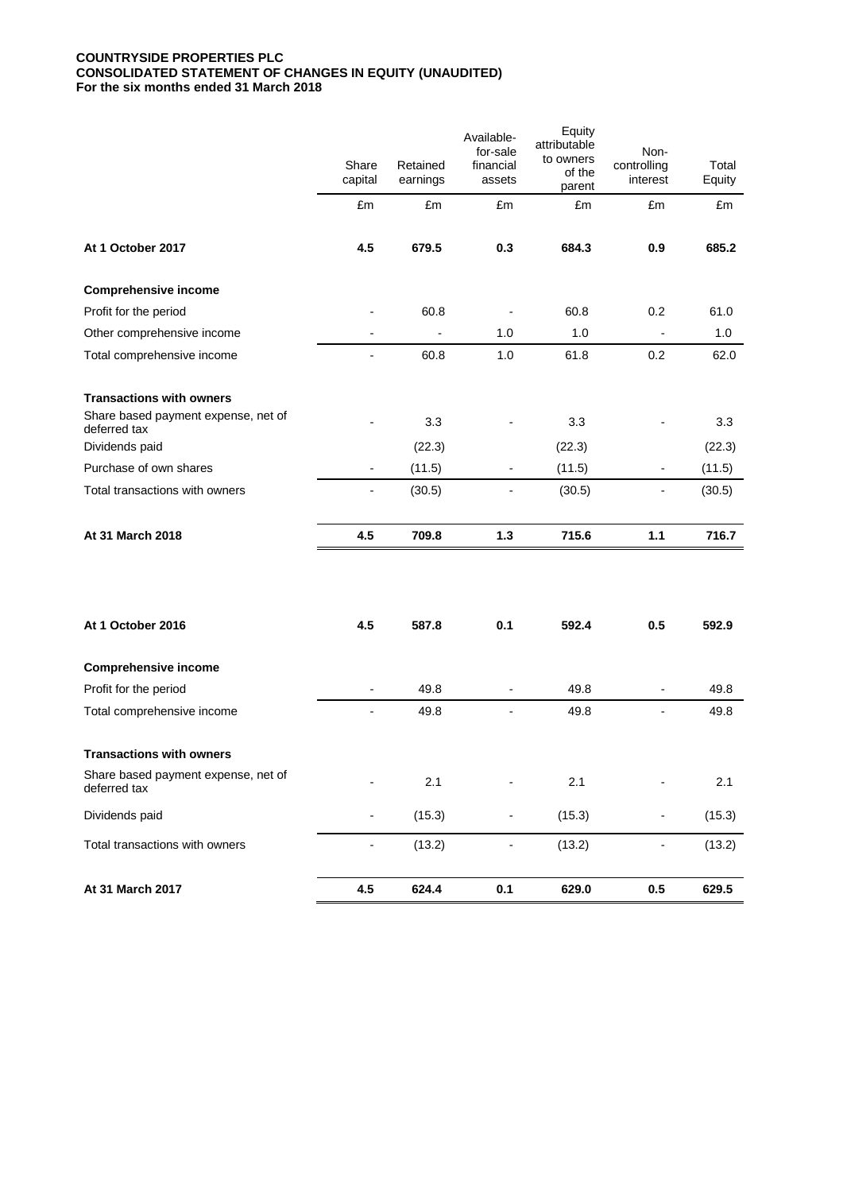**COUNTRYSIDE PROPERTIES PLC**
**CONSOLIDATED STATEMENT OF CHANGES IN EQUITY (UNAUDITED)**
**For the six months ended 31 March 2018**

| | Share capital | Retained earnings | Available-for-sale financial assets | Equity attributable to owners of the parent | Non-controlling interest | Total Equity |
|---|---|---|---|---|---|---|
| | £m | £m | £m | £m | £m | £m |
| **At 1 October 2017** | **4.5** | **679.5** | **0.3** | **684.3** | **0.9** | **685.2** |
| **Comprehensive income** | | | | | | |
| Profit for the period | - | 60.8 | - | 60.8 | 0.2 | 61.0 |
| Other comprehensive income | - | - | 1.0 | 1.0 | - | 1.0 |
| Total comprehensive income | - | 60.8 | 1.0 | 61.8 | 0.2 | 62.0 |
| **Transactions with owners** | | | | | | |
| Share based payment expense, net of deferred tax | - | 3.3 | - | 3.3 | - | 3.3 |
| Dividends paid | | (22.3) | | (22.3) | | (22.3) |
| Purchase of own shares | - | (11.5) | - | (11.5) | - | (11.5) |
| Total transactions with owners | - | (30.5) | - | (30.5) | - | (30.5) |
| **At 31 March 2018** | **4.5** | **709.8** | **1.3** | **715.6** | **1.1** | **716.7** |
| | | | | | | |
| **At 1 October 2016** | **4.5** | **587.8** | **0.1** | **592.4** | **0.5** | **592.9** |
| **Comprehensive income** | | | | | | |
| Profit for the period | - | 49.8 | - | 49.8 | - | 49.8 |
| Total comprehensive income | - | 49.8 | - | 49.8 | - | 49.8 |
| **Transactions with owners** | | | | | | |
| Share based payment expense, net of deferred tax | - | 2.1 | - | 2.1 | - | 2.1 |
| Dividends paid | - | (15.3) | - | (15.3) | - | (15.3) |
| Total transactions with owners | - | (13.2) | - | (13.2) | - | (13.2) |
| **At 31 March 2017** | **4.5** | **624.4** | **0.1** | **629.0** | **0.5** | **629.5** |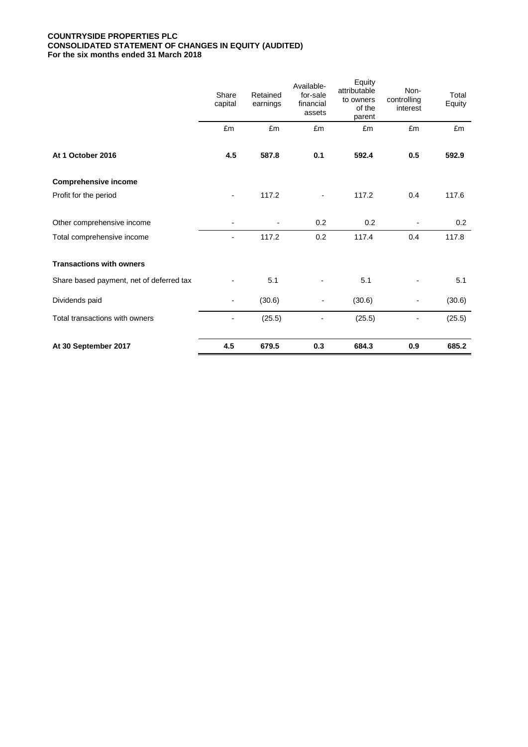**COUNTRYSIDE PROPERTIES PLC**
**CONSOLIDATED STATEMENT OF CHANGES IN EQUITY (AUDITED)**
**For the six months ended 31 March 2018**

| | Share capital | Retained earnings | Available-for-sale financial assets | Equity attributable to owners of the parent | Non-controlling interest | Total Equity |
|---|---|---|---|---|---|---|
| | £m | £m | £m | £m | £m | £m |
| **At 1 October 2016** | **4.5** | **587.8** | **0.1** | **592.4** | **0.5** | **592.9** |
| **Comprehensive income** | | | | | | |
| Profit for the period | - | 117.2 | - | 117.2 | 0.4 | 117.6 |
| Other comprehensive income | - | - | 0.2 | 0.2 | - | 0.2 |
| Total comprehensive income | - | 117.2 | 0.2 | 117.4 | 0.4 | 117.8 |
| **Transactions with owners** | | | | | | |
| Share based payment, net of deferred tax | - | 5.1 | - | 5.1 | - | 5.1 |
| Dividends paid | - | (30.6) | - | (30.6) | - | (30.6) |
| Total transactions with owners | - | (25.5) | - | (25.5) | - | (25.5) |
| **At 30 September 2017** | **4.5** | **679.5** | **0.3** | **684.3** | **0.9** | **685.2** |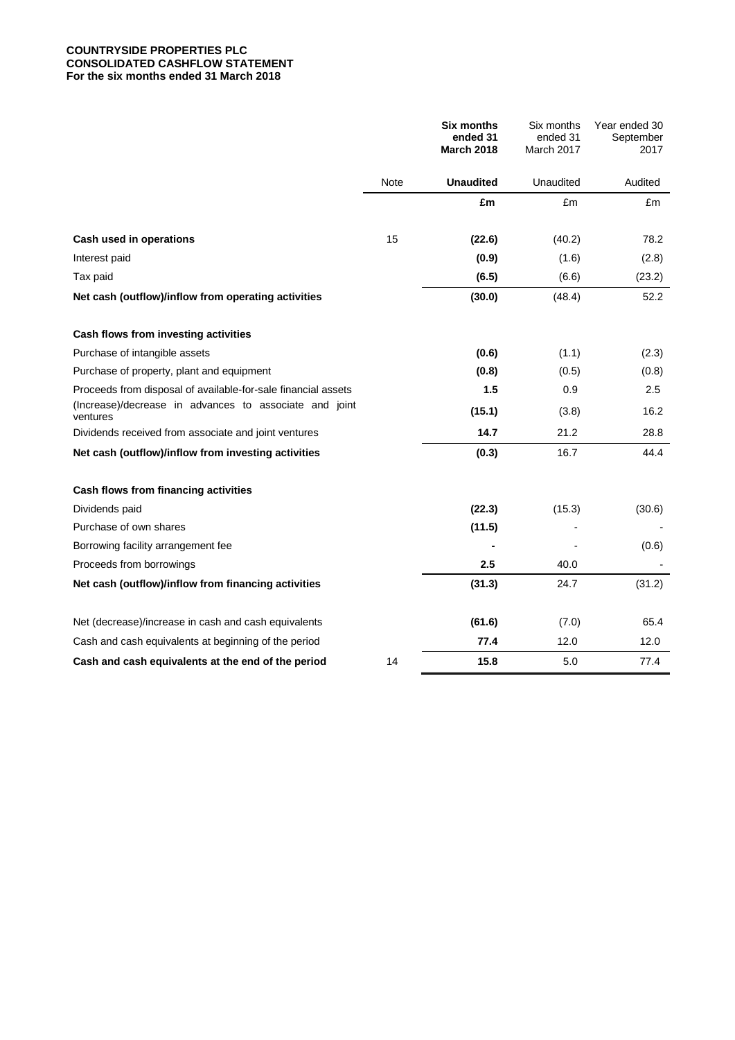**COUNTRYSIDE PROPERTIES PLC**
**CONSOLIDATED CASHFLOW STATEMENT**
**For the six months ended 31 March 2018**

| | Note | **Six months ended 31 March 2018** | Six months ended 31 March 2017 | Year ended 30 September 2017 |
|---|---|---|---|---|
| | | **Unaudited** | Unaudited | Audited |
| | | **£m** | £m | £m |
| **Cash used in operations** | 15 | **(22.6)** | (40.2) | 78.2 |
| Interest paid | | **(0.9)** | (1.6) | (2.8) |
| Tax paid | | **(6.5)** | (6.6) | (23.2) |
| **Net cash (outflow)/inflow from operating activities** | | **(30.0)** | (48.4) | 52.2 |
| | | | | |
| **Cash flows from investing activities** | | | | |
| Purchase of intangible assets | | **(0.6)** | (1.1) | (2.3) |
| Purchase of property, plant and equipment | | **(0.8)** | (0.5) | (0.8) |
| Proceeds from disposal of available-for-sale financial assets | | **1.5** | 0.9 | 2.5 |
| (Increase)/decrease in advances to associate and joint ventures | | **(15.1)** | (3.8) | 16.2 |
| Dividends received from associate and joint ventures | | **14.7** | 21.2 | 28.8 |
| **Net cash (outflow)/inflow from investing activities** | | **(0.3)** | 16.7 | 44.4 |
| | | | | |
| **Cash flows from financing activities** | | | | |
| Dividends paid | | **(22.3)** | (15.3) | (30.6) |
| Purchase of own shares | | **(11.5)** | - | - |
| Borrowing facility arrangement fee | | **-** | - | (0.6) |
| Proceeds from borrowings | | **2.5** | 40.0 | - |
| **Net cash (outflow)/inflow from financing activities** | | **(31.3)** | 24.7 | (31.2) |
| | | | | |
| Net (decrease)/increase in cash and cash equivalents | | **(61.6)** | (7.0) | 65.4 |
| Cash and cash equivalents at beginning of the period | | **77.4** | 12.0 | 12.0 |
| **Cash and cash equivalents at the end of the period** | 14 | **15.8** | 5.0 | 77.4 |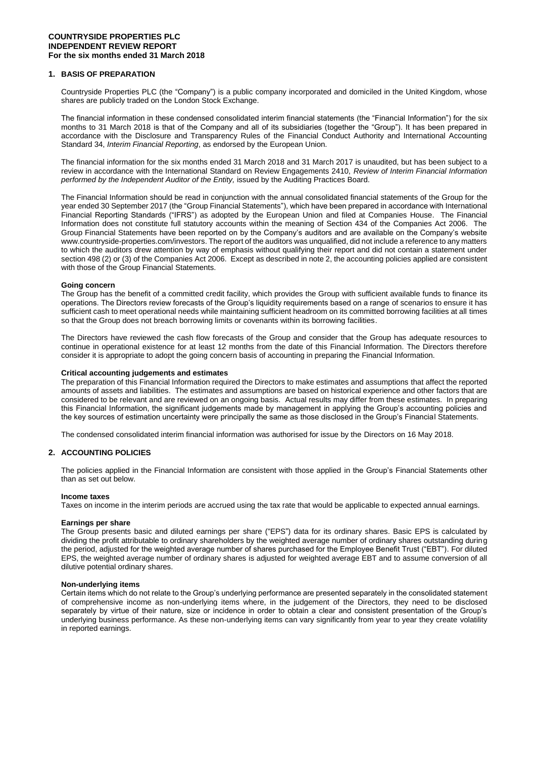**COUNTRYSIDE PROPERTIES PLC**
**INDEPENDENT REVIEW REPORT**
**For the six months ended 31 March 2018**

## 1. BASIS OF PREPARATION

Countryside Properties PLC (the "Company") is a public company incorporated and domiciled in the United Kingdom, whose shares are publicly traded on the London Stock Exchange.

The financial information in these condensed consolidated interim financial statements (the "Financial Information") for the six months to 31 March 2018 is that of the Company and all of its subsidiaries (together the "Group"). It has been prepared in accordance with the Disclosure and Transparency Rules of the Financial Conduct Authority and International Accounting Standard 34, *Interim Financial Reporting*, as endorsed by the European Union.

The financial information for the six months ended 31 March 2018 and 31 March 2017 is unaudited, but has been subject to a review in accordance with the International Standard on Review Engagements 2410, *Review of Interim Financial Information performed by the Independent Auditor of the Entity,* issued by the Auditing Practices Board.

The Financial Information should be read in conjunction with the annual consolidated financial statements of the Group for the year ended 30 September 2017 (the "Group Financial Statements"), which have been prepared in accordance with International Financial Reporting Standards ("IFRS") as adopted by the European Union and filed at Companies House. The Financial Information does not constitute full statutory accounts within the meaning of Section 434 of the Companies Act 2006. The Group Financial Statements have been reported on by the Company's auditors and are available on the Company's website www.countryside-properties.com/investors. The report of the auditors was unqualified, did not include a reference to any matters to which the auditors drew attention by way of emphasis without qualifying their report and did not contain a statement under section 498 (2) or (3) of the Companies Act 2006. Except as described in note 2, the accounting policies applied are consistent with those of the Group Financial Statements.

### Going concern

The Group has the benefit of a committed credit facility, which provides the Group with sufficient available funds to finance its operations. The Directors review forecasts of the Group's liquidity requirements based on a range of scenarios to ensure it has sufficient cash to meet operational needs while maintaining sufficient headroom on its committed borrowing facilities at all times so that the Group does not breach borrowing limits or covenants within its borrowing facilities.

The Directors have reviewed the cash flow forecasts of the Group and consider that the Group has adequate resources to continue in operational existence for at least 12 months from the date of this Financial Information. The Directors therefore consider it is appropriate to adopt the going concern basis of accounting in preparing the Financial Information.

### Critical accounting judgements and estimates

The preparation of this Financial Information required the Directors to make estimates and assumptions that affect the reported amounts of assets and liabilities. The estimates and assumptions are based on historical experience and other factors that are considered to be relevant and are reviewed on an ongoing basis. Actual results may differ from these estimates. In preparing this Financial Information, the significant judgements made by management in applying the Group's accounting policies and the key sources of estimation uncertainty were principally the same as those disclosed in the Group's Financial Statements.

The condensed consolidated interim financial information was authorised for issue by the Directors on 16 May 2018.

## 2. ACCOUNTING POLICIES

The policies applied in the Financial Information are consistent with those applied in the Group's Financial Statements other than as set out below.

### Income taxes

Taxes on income in the interim periods are accrued using the tax rate that would be applicable to expected annual earnings.

### Earnings per share

The Group presents basic and diluted earnings per share ("EPS") data for its ordinary shares. Basic EPS is calculated by dividing the profit attributable to ordinary shareholders by the weighted average number of ordinary shares outstanding during the period, adjusted for the weighted average number of shares purchased for the Employee Benefit Trust ("EBT"). For diluted EPS, the weighted average number of ordinary shares is adjusted for weighted average EBT and to assume conversion of all dilutive potential ordinary shares.

### Non-underlying items

Certain items which do not relate to the Group's underlying performance are presented separately in the consolidated statement of comprehensive income as non-underlying items where, in the judgement of the Directors, they need to be disclosed separately by virtue of their nature, size or incidence in order to obtain a clear and consistent presentation of the Group's underlying business performance. As these non-underlying items can vary significantly from year to year they create volatility in reported earnings.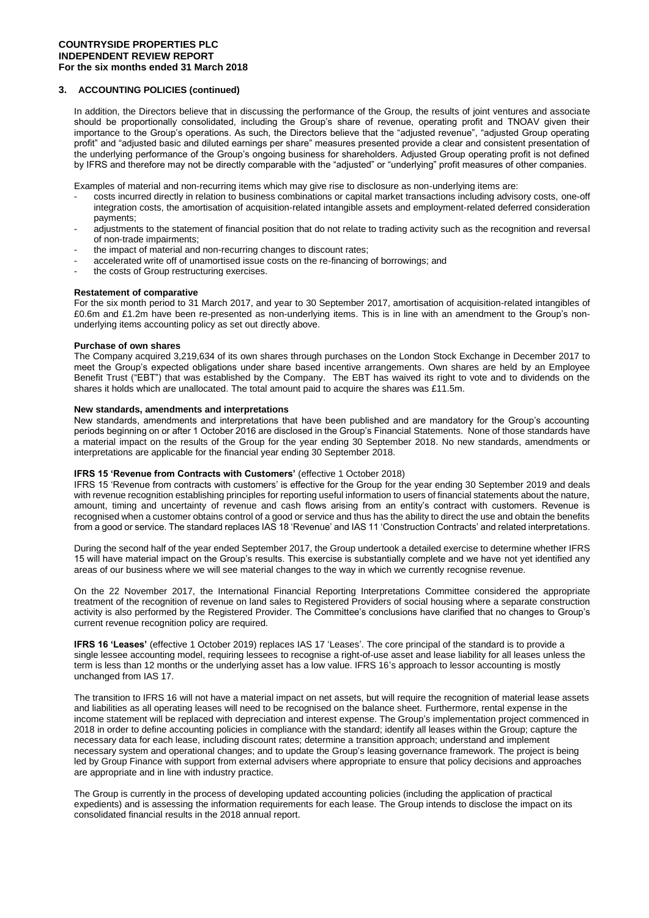## 3. ACCOUNTING POLICIES (continued)

In addition, the Directors believe that in discussing the performance of the Group, the results of joint ventures and associate should be proportionally consolidated, including the Group's share of revenue, operating profit and TNOAV given their importance to the Group's operations. As such, the Directors believe that the "adjusted revenue", "adjusted Group operating profit" and "adjusted basic and diluted earnings per share" measures presented provide a clear and consistent presentation of the underlying performance of the Group's ongoing business for shareholders. Adjusted Group operating profit is not defined by IFRS and therefore may not be directly comparable with the "adjusted" or "underlying" profit measures of other companies.

Examples of material and non-recurring items which may give rise to disclosure as non-underlying items are:

- costs incurred directly in relation to business combinations or capital market transactions including advisory costs, one-off integration costs, the amortisation of acquisition-related intangible assets and employment-related deferred consideration payments;
- adjustments to the statement of financial position that do not relate to trading activity such as the recognition and reversal of non-trade impairments;
- the impact of material and non-recurring changes to discount rates;
- accelerated write off of unamortised issue costs on the re-financing of borrowings; and
- the costs of Group restructuring exercises.

**Restatement of comparative**

For the six month period to 31 March 2017, and year to 30 September 2017, amortisation of acquisition-related intangibles of £0.6m and £1.2m have been re-presented as non-underlying items. This is in line with an amendment to the Group's non-underlying items accounting policy as set out directly above.

**Purchase of own shares**

The Company acquired 3,219,634 of its own shares through purchases on the London Stock Exchange in December 2017 to meet the Group's expected obligations under share based incentive arrangements. Own shares are held by an Employee Benefit Trust ("EBT") that was established by the Company. The EBT has waived its right to vote and to dividends on the shares it holds which are unallocated. The total amount paid to acquire the shares was £11.5m.

**New standards, amendments and interpretations**

New standards, amendments and interpretations that have been published and are mandatory for the Group's accounting periods beginning on or after 1 October 2016 are disclosed in the Group's Financial Statements. None of those standards have a material impact on the results of the Group for the year ending 30 September 2018. No new standards, amendments or interpretations are applicable for the financial year ending 30 September 2018.

**IFRS 15 'Revenue from Contracts with Customers'** (effective 1 October 2018)

IFRS 15 'Revenue from contracts with customers' is effective for the Group for the year ending 30 September 2019 and deals with revenue recognition establishing principles for reporting useful information to users of financial statements about the nature, amount, timing and uncertainty of revenue and cash flows arising from an entity's contract with customers. Revenue is recognised when a customer obtains control of a good or service and thus has the ability to direct the use and obtain the benefits from a good or service. The standard replaces IAS 18 'Revenue' and IAS 11 'Construction Contracts' and related interpretations.

During the second half of the year ended September 2017, the Group undertook a detailed exercise to determine whether IFRS 15 will have material impact on the Group's results. This exercise is substantially complete and we have not yet identified any areas of our business where we will see material changes to the way in which we currently recognise revenue.

On the 22 November 2017, the International Financial Reporting Interpretations Committee considered the appropriate treatment of the recognition of revenue on land sales to Registered Providers of social housing where a separate construction activity is also performed by the Registered Provider. The Committee's conclusions have clarified that no changes to Group's current revenue recognition policy are required.

**IFRS 16 'Leases'** (effective 1 October 2019) replaces IAS 17 'Leases'. The core principal of the standard is to provide a single lessee accounting model, requiring lessees to recognise a right-of-use asset and lease liability for all leases unless the term is less than 12 months or the underlying asset has a low value. IFRS 16's approach to lessor accounting is mostly unchanged from IAS 17.

The transition to IFRS 16 will not have a material impact on net assets, but will require the recognition of material lease assets and liabilities as all operating leases will need to be recognised on the balance sheet. Furthermore, rental expense in the income statement will be replaced with depreciation and interest expense. The Group's implementation project commenced in 2018 in order to define accounting policies in compliance with the standard; identify all leases within the Group; capture the necessary data for each lease, including discount rates; determine a transition approach; understand and implement necessary system and operational changes; and to update the Group's leasing governance framework. The project is being led by Group Finance with support from external advisers where appropriate to ensure that policy decisions and approaches are appropriate and in line with industry practice.

The Group is currently in the process of developing updated accounting policies (including the application of practical expedients) and is assessing the information requirements for each lease. The Group intends to disclose the impact on its consolidated financial results in the 2018 annual report.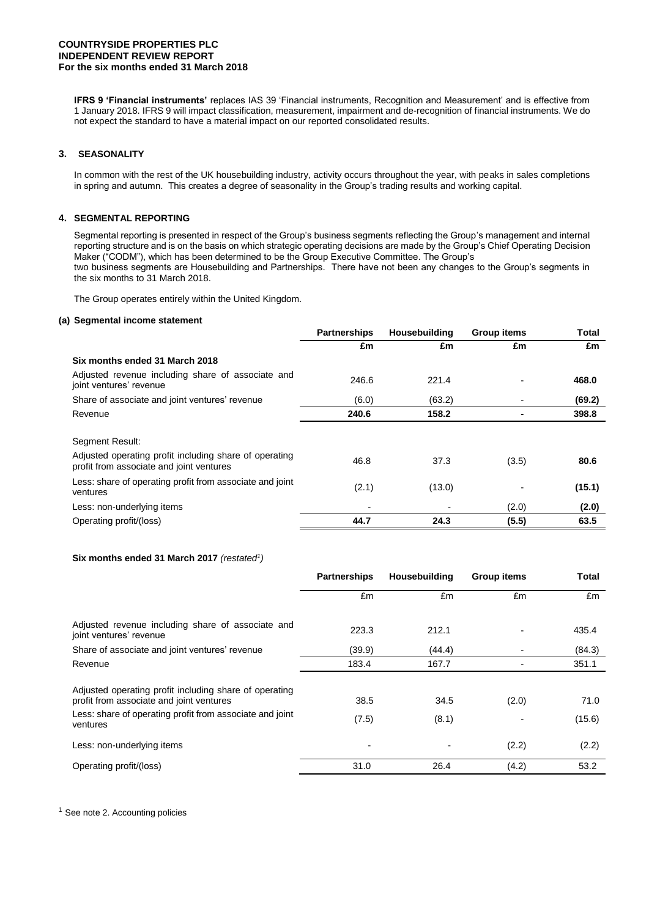**IFRS 9 'Financial instruments'** replaces IAS 39 'Financial instruments, Recognition and Measurement' and is effective from 1 January 2018. IFRS 9 will impact classification, measurement, impairment and de-recognition of financial instruments. We do not expect the standard to have a material impact on our reported consolidated results.

## 3. SEASONALITY

In common with the rest of the UK housebuilding industry, activity occurs throughout the year, with peaks in sales completions in spring and autumn. This creates a degree of seasonality in the Group's trading results and working capital.

## 4. SEGMENTAL REPORTING

Segmental reporting is presented in respect of the Group's business segments reflecting the Group's management and internal reporting structure and is on the basis on which strategic operating decisions are made by the Group's Chief Operating Decision Maker ("CODM"), which has been determined to be the Group Executive Committee. The Group's two business segments are Housebuilding and Partnerships. There have not been any changes to the Group's segments in the six months to 31 March 2018.

The Group operates entirely within the United Kingdom.

### (a) Segmental income statement

| | **Partnerships** | **Housebuilding** | **Group items** | **Total** |
|---|---|---|---|---|
| | **£m** | **£m** | **£m** | **£m** |
| **Six months ended 31 March 2018** | | | | |
| Adjusted revenue including share of associate and joint ventures' revenue | 246.6 | 221.4 | - | **468.0** |
| Share of associate and joint ventures' revenue | (6.0) | (63.2) | - | **(69.2)** |
| Revenue | **240.6** | **158.2** | **-** | **398.8** |
| Segment Result: | | | | |
| Adjusted operating profit including share of operating profit from associate and joint ventures | 46.8 | 37.3 | (3.5) | **80.6** |
| Less: share of operating profit from associate and joint ventures | (2.1) | (13.0) | - | **(15.1)** |
| Less: non-underlying items | - | - | (2.0) | **(2.0)** |
| Operating profit/(loss) | **44.7** | **24.3** | **(5.5)** | **63.5** |

**Six months ended 31 March 2017** *(restated[1])*

| | **Partnerships** | **Housebuilding** | **Group items** | **Total** |
|---|---|---|---|---|
| | £m | £m | £m | £m |
| Adjusted revenue including share of associate and joint ventures' revenue | 223.3 | 212.1 | - | 435.4 |
| Share of associate and joint ventures' revenue | (39.9) | (44.4) | - | (84.3) |
| Revenue | 183.4 | 167.7 | - | 351.1 |
| Adjusted operating profit including share of operating profit from associate and joint ventures | 38.5 | 34.5 | (2.0) | 71.0 |
| Less: share of operating profit from associate and joint ventures | (7.5) | (8.1) | - | (15.6) |
| Less: non-underlying items | - | - | (2.2) | (2.2) |
| Operating profit/(loss) | 31.0 | 26.4 | (4.2) | 53.2 |

[1] See note 2. Accounting policies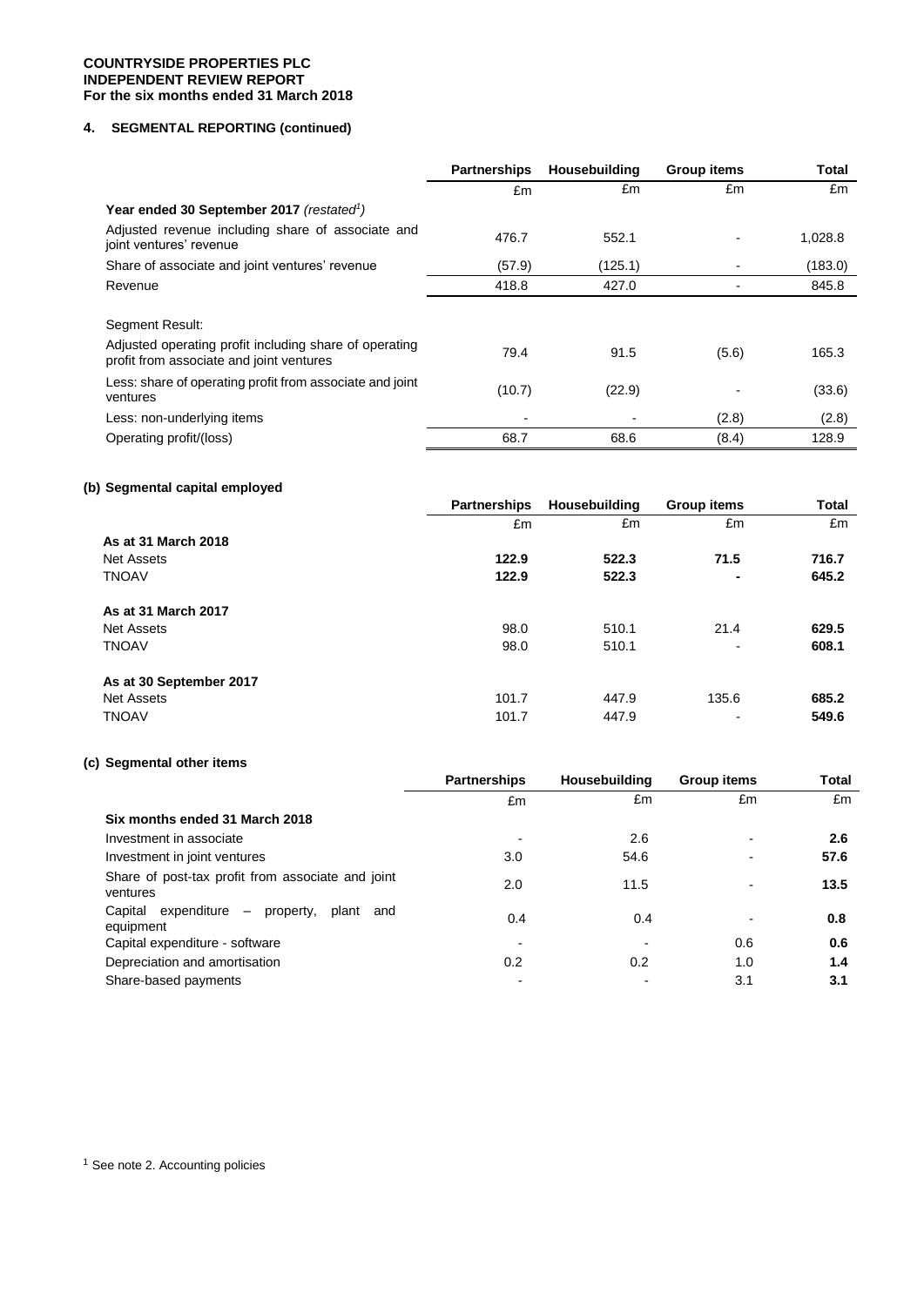**COUNTRYSIDE PROPERTIES PLC**
**INDEPENDENT REVIEW REPORT**
**For the six months ended 31 March 2018**

## 4. SEGMENTAL REPORTING (continued)

| | Partnerships | Housebuilding | Group items | Total |
|---|---|---|---|---|
| | £m | £m | £m | £m |
| **Year ended 30 September 2017** *(restated[1])* | | | | |
| Adjusted revenue including share of associate and joint ventures' revenue | 476.7 | 552.1 | - | 1,028.8 |
| Share of associate and joint ventures' revenue | (57.9) | (125.1) | - | (183.0) |
| Revenue | 418.8 | 427.0 | - | 845.8 |
| Segment Result: | | | | |
| Adjusted operating profit including share of operating profit from associate and joint ventures | 79.4 | 91.5 | (5.6) | 165.3 |
| Less: share of operating profit from associate and joint ventures | (10.7) | (22.9) | - | (33.6) |
| Less: non-underlying items | - | - | (2.8) | (2.8) |
| Operating profit/(loss) | 68.7 | 68.6 | (8.4) | 128.9 |

### (b) Segmental capital employed

| | Partnerships | Housebuilding | Group items | Total |
|---|---|---|---|---|
| | £m | £m | £m | £m |
| **As at 31 March 2018** | | | | |
| Net Assets | **122.9** | **522.3** | **71.5** | **716.7** |
| TNOAV | **122.9** | **522.3** | **-** | **645.2** |
| **As at 31 March 2017** | | | | |
| Net Assets | 98.0 | 510.1 | 21.4 | **629.5** |
| TNOAV | 98.0 | 510.1 | - | **608.1** |
| **As at 30 September 2017** | | | | |
| Net Assets | 101.7 | 447.9 | 135.6 | **685.2** |
| TNOAV | 101.7 | 447.9 | - | **549.6** |

### (c) Segmental other items

| | Partnerships | Housebuilding | Group items | Total |
|---|---|---|---|---|
| | £m | £m | £m | £m |
| **Six months ended 31 March 2018** | | | | |
| Investment in associate | - | 2.6 | - | **2.6** |
| Investment in joint ventures | 3.0 | 54.6 | - | **57.6** |
| Share of post-tax profit from associate and joint ventures | 2.0 | 11.5 | - | **13.5** |
| Capital expenditure – property, plant and equipment | 0.4 | 0.4 | - | **0.8** |
| Capital expenditure - software | - | - | 0.6 | **0.6** |
| Depreciation and amortisation | 0.2 | 0.2 | 1.0 | **1.4** |
| Share-based payments | - | - | 3.1 | **3.1** |

[1] See note 2. Accounting policies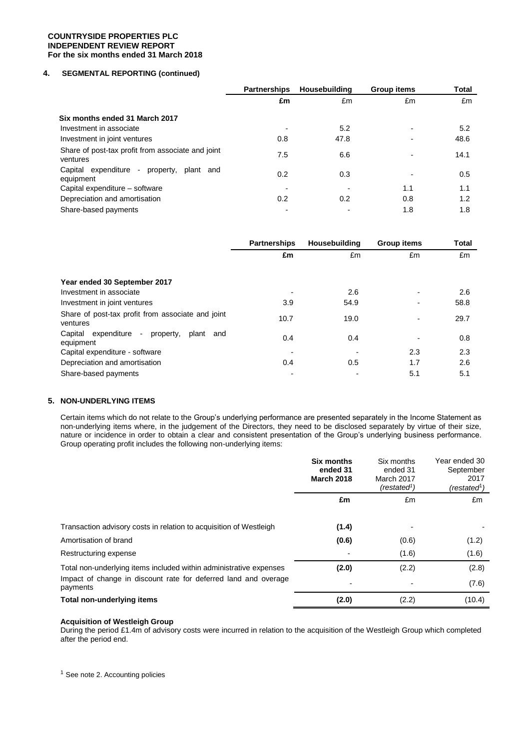**COUNTRYSIDE PROPERTIES PLC**
**INDEPENDENT REVIEW REPORT**
**For the six months ended 31 March 2018**

### 4. SEGMENTAL REPORTING (continued)

| | Partnerships | Housebuilding | Group items | Total |
|---|---|---|---|---|
| | **£m** | £m | £m | £m |
| **Six months ended 31 March 2017** | | | | |
| Investment in associate | - | 5.2 | - | 5.2 |
| Investment in joint ventures | 0.8 | 47.8 | - | 48.6 |
| Share of post-tax profit from associate and joint ventures | 7.5 | 6.6 | - | 14.1 |
| Capital expenditure - property, plant and equipment | 0.2 | 0.3 | - | 0.5 |
| Capital expenditure – software | - | - | 1.1 | 1.1 |
| Depreciation and amortisation | 0.2 | 0.2 | 0.8 | 1.2 |
| Share-based payments | - | - | 1.8 | 1.8 |

| | Partnerships | Housebuilding | Group items | Total |
|---|---|---|---|---|
| | **£m** | £m | £m | £m |
| **Year ended 30 September 2017** | | | | |
| Investment in associate | - | 2.6 | - | 2.6 |
| Investment in joint ventures | 3.9 | 54.9 | - | 58.8 |
| Share of post-tax profit from associate and joint ventures | 10.7 | 19.0 | - | 29.7 |
| Capital expenditure - property, plant and equipment | 0.4 | 0.4 | - | 0.8 |
| Capital expenditure - software | - | - | 2.3 | 2.3 |
| Depreciation and amortisation | 0.4 | 0.5 | 1.7 | 2.6 |
| Share-based payments | - | - | 5.1 | 5.1 |

### 5. NON-UNDERLYING ITEMS

Certain items which do not relate to the Group's underlying performance are presented separately in the Income Statement as non-underlying items where, in the judgement of the Directors, they need to be disclosed separately by virtue of their size, nature or incidence in order to obtain a clear and consistent presentation of the Group's underlying business performance. Group operating profit includes the following non-underlying items:

| | **Six months ended 31 March 2018** | Six months ended 31 March 2017 *(restated[1])* | Year ended 30 September 2017 *(restated[1])* |
|---|---|---|---|
| | **£m** | £m | £m |
| Transaction advisory costs in relation to acquisition of Westleigh | **(1.4)** | - | - |
| Amortisation of brand | **(0.6)** | (0.6) | (1.2) |
| Restructuring expense | - | (1.6) | (1.6) |
| Total non-underlying items included within administrative expenses | **(2.0)** | (2.2) | (2.8) |
| Impact of change in discount rate for deferred land and overage payments | - | - | (7.6) |
| **Total non-underlying items** | **(2.0)** | (2.2) | (10.4) |

**Acquisition of Westleigh Group**

During the period £1.4m of advisory costs were incurred in relation to the acquisition of the Westleigh Group which completed after the period end.

[1] See note 2. Accounting policies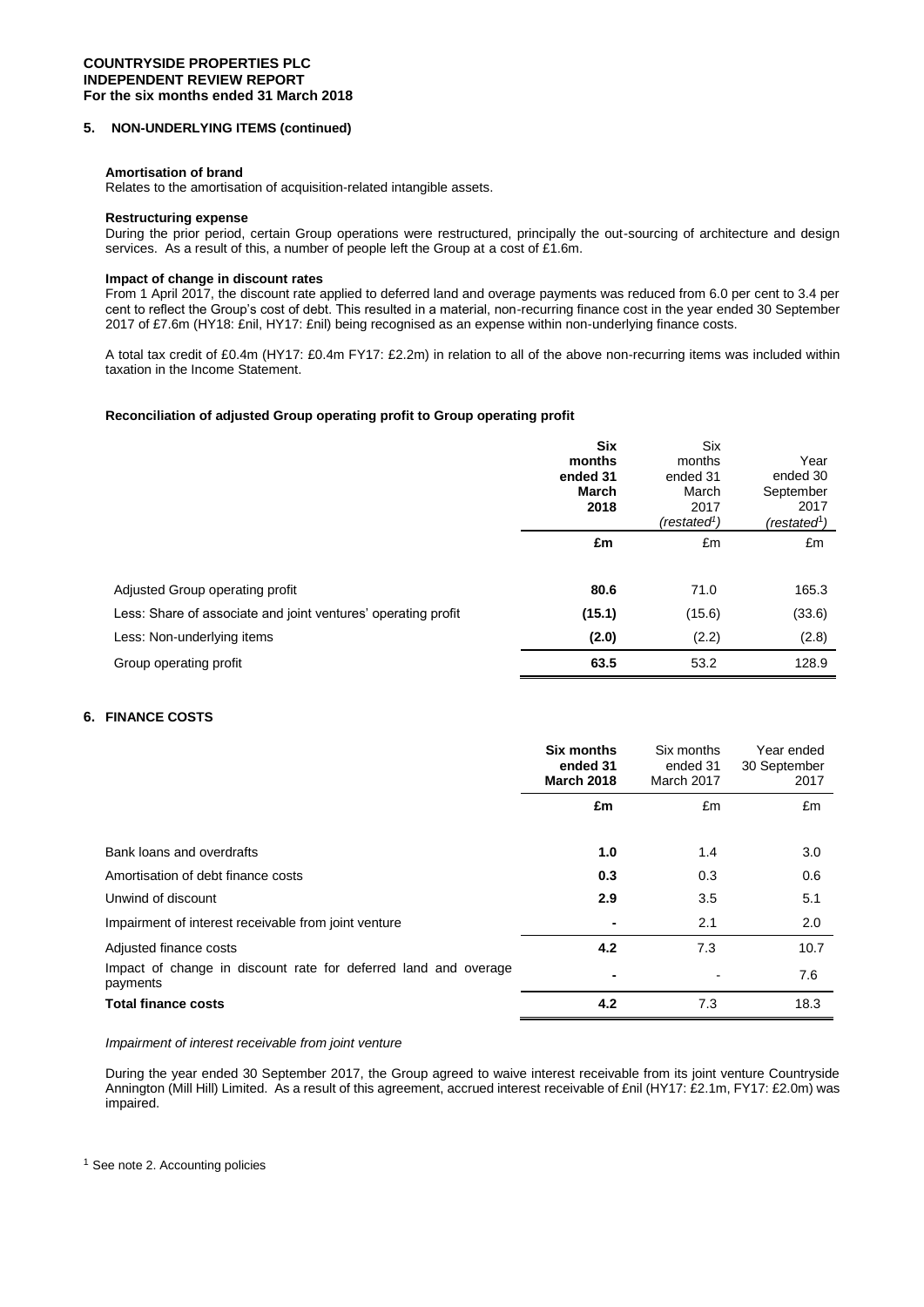## 5. NON-UNDERLYING ITEMS (continued)

**Amortisation of brand**
Relates to the amortisation of acquisition-related intangible assets.

**Restructuring expense**
During the prior period, certain Group operations were restructured, principally the out-sourcing of architecture and design services. As a result of this, a number of people left the Group at a cost of £1.6m.

**Impact of change in discount rates**
From 1 April 2017, the discount rate applied to deferred land and overage payments was reduced from 6.0 per cent to 3.4 per cent to reflect the Group's cost of debt. This resulted in a material, non-recurring finance cost in the year ended 30 September 2017 of £7.6m (HY18: £nil, HY17: £nil) being recognised as an expense within non-underlying finance costs.

A total tax credit of £0.4m (HY17: £0.4m FY17: £2.2m) in relation to all of the above non-recurring items was included within taxation in the Income Statement.

**Reconciliation of adjusted Group operating profit to Group operating profit**

| | **Six months ended 31 March 2018** | Six months ended 31 March 2017 (*restated*[1]) | Year ended 30 September 2017 (*restated*[1]) |
|---|---|---|---|
| | **£m** | £m | £m |
| Adjusted Group operating profit | **80.6** | 71.0 | 165.3 |
| Less: Share of associate and joint ventures' operating profit | **(15.1)** | (15.6) | (33.6) |
| Less: Non-underlying items | **(2.0)** | (2.2) | (2.8) |
| Group operating profit | **63.5** | 53.2 | 128.9 |

## 6. FINANCE COSTS

| | **Six months ended 31 March 2018** | Six months ended 31 March 2017 | Year ended 30 September 2017 |
|---|---|---|---|
| | **£m** | £m | £m |
| Bank loans and overdrafts | **1.0** | 1.4 | 3.0 |
| Amortisation of debt finance costs | **0.3** | 0.3 | 0.6 |
| Unwind of discount | **2.9** | 3.5 | 5.1 |
| Impairment of interest receivable from joint venture | **-** | 2.1 | 2.0 |
| Adjusted finance costs | **4.2** | 7.3 | 10.7 |
| Impact of change in discount rate for deferred land and overage payments | **-** | - | 7.6 |
| **Total finance costs** | **4.2** | 7.3 | 18.3 |

*Impairment of interest receivable from joint venture*

During the year ended 30 September 2017, the Group agreed to waive interest receivable from its joint venture Countryside Annington (Mill Hill) Limited. As a result of this agreement, accrued interest receivable of £nil (HY17: £2.1m, FY17: £2.0m) was impaired.

[1] See note 2. Accounting policies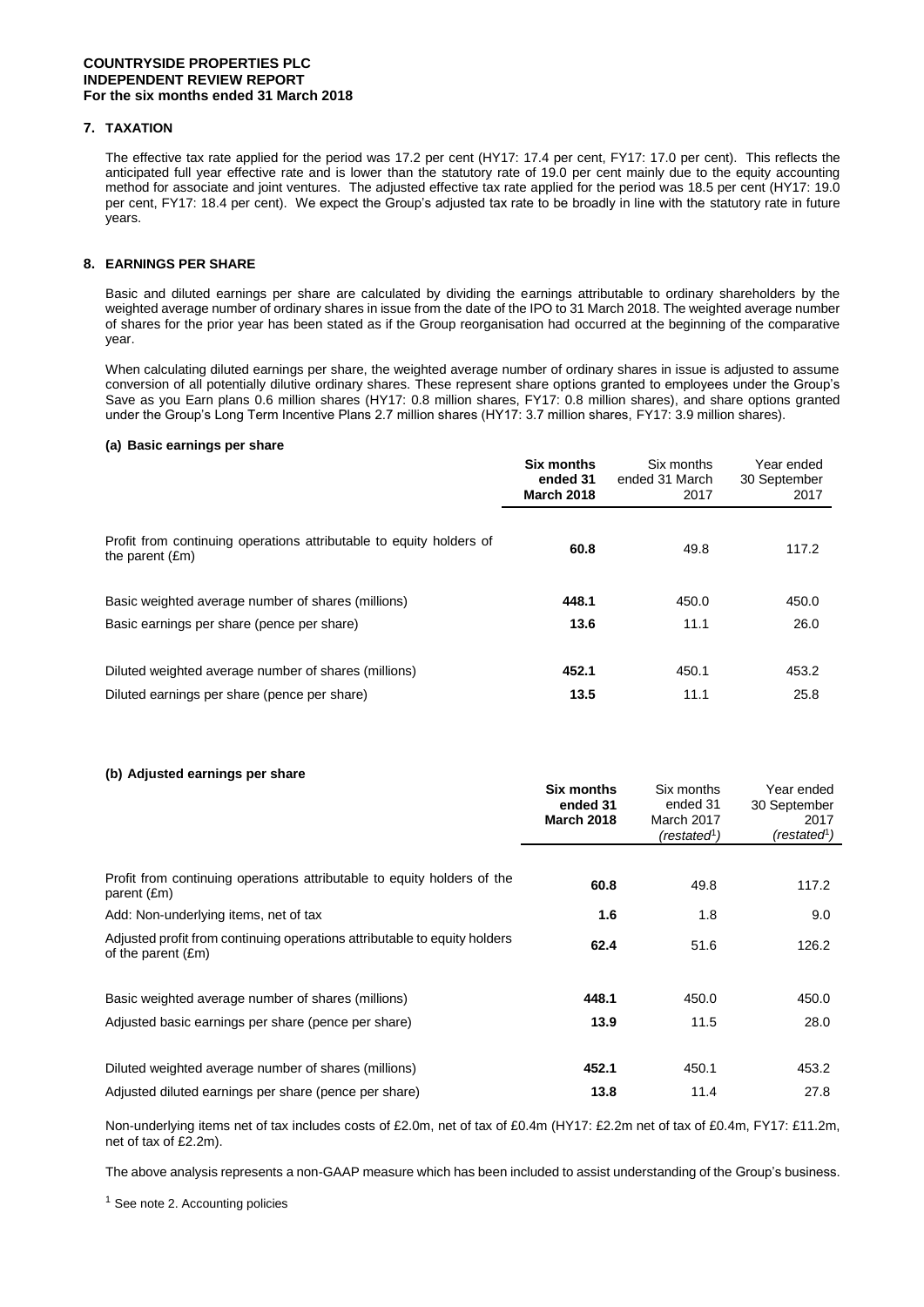## 7. TAXATION

The effective tax rate applied for the period was 17.2 per cent (HY17: 17.4 per cent, FY17: 17.0 per cent). This reflects the anticipated full year effective rate and is lower than the statutory rate of 19.0 per cent mainly due to the equity accounting method for associate and joint ventures. The adjusted effective tax rate applied for the period was 18.5 per cent (HY17: 19.0 per cent, FY17: 18.4 per cent). We expect the Group's adjusted tax rate to be broadly in line with the statutory rate in future years.

## 8. EARNINGS PER SHARE

Basic and diluted earnings per share are calculated by dividing the earnings attributable to ordinary shareholders by the weighted average number of ordinary shares in issue from the date of the IPO to 31 March 2018. The weighted average number of shares for the prior year has been stated as if the Group reorganisation had occurred at the beginning of the comparative year.

When calculating diluted earnings per share, the weighted average number of ordinary shares in issue is adjusted to assume conversion of all potentially dilutive ordinary shares. These represent share options granted to employees under the Group's Save as you Earn plans 0.6 million shares (HY17: 0.8 million shares, FY17: 0.8 million shares), and share options granted under the Group's Long Term Incentive Plans 2.7 million shares (HY17: 3.7 million shares, FY17: 3.9 million shares).

### (a) Basic earnings per share

| | **Six months ended 31 March 2018** | Six months ended 31 March 2017 | Year ended 30 September 2017 |
|---|---|---|---|
| Profit from continuing operations attributable to equity holders of the parent (£m) | **60.8** | 49.8 | 117.2 |
| Basic weighted average number of shares (millions) | **448.1** | 450.0 | 450.0 |
| Basic earnings per share (pence per share) | **13.6** | 11.1 | 26.0 |
| Diluted weighted average number of shares (millions) | **452.1** | 450.1 | 453.2 |
| Diluted earnings per share (pence per share) | **13.5** | 11.1 | 25.8 |

### (b) Adjusted earnings per share

| | **Six months ended 31 March 2018** | Six months ended 31 March 2017 *(restated[1])* | Year ended 30 September 2017 *(restated[1])* |
|---|---|---|---|
| Profit from continuing operations attributable to equity holders of the parent (£m) | **60.8** | 49.8 | 117.2 |
| Add: Non-underlying items, net of tax | **1.6** | 1.8 | 9.0 |
| Adjusted profit from continuing operations attributable to equity holders of the parent (£m) | **62.4** | 51.6 | 126.2 |
| Basic weighted average number of shares (millions) | **448.1** | 450.0 | 450.0 |
| Adjusted basic earnings per share (pence per share) | **13.9** | 11.5 | 28.0 |
| Diluted weighted average number of shares (millions) | **452.1** | 450.1 | 453.2 |
| Adjusted diluted earnings per share (pence per share) | **13.8** | 11.4 | 27.8 |

Non-underlying items net of tax includes costs of £2.0m, net of tax of £0.4m (HY17: £2.2m net of tax of £0.4m, FY17: £11.2m, net of tax of £2.2m).

The above analysis represents a non-GAAP measure which has been included to assist understanding of the Group's business.

[1] See note 2. Accounting policies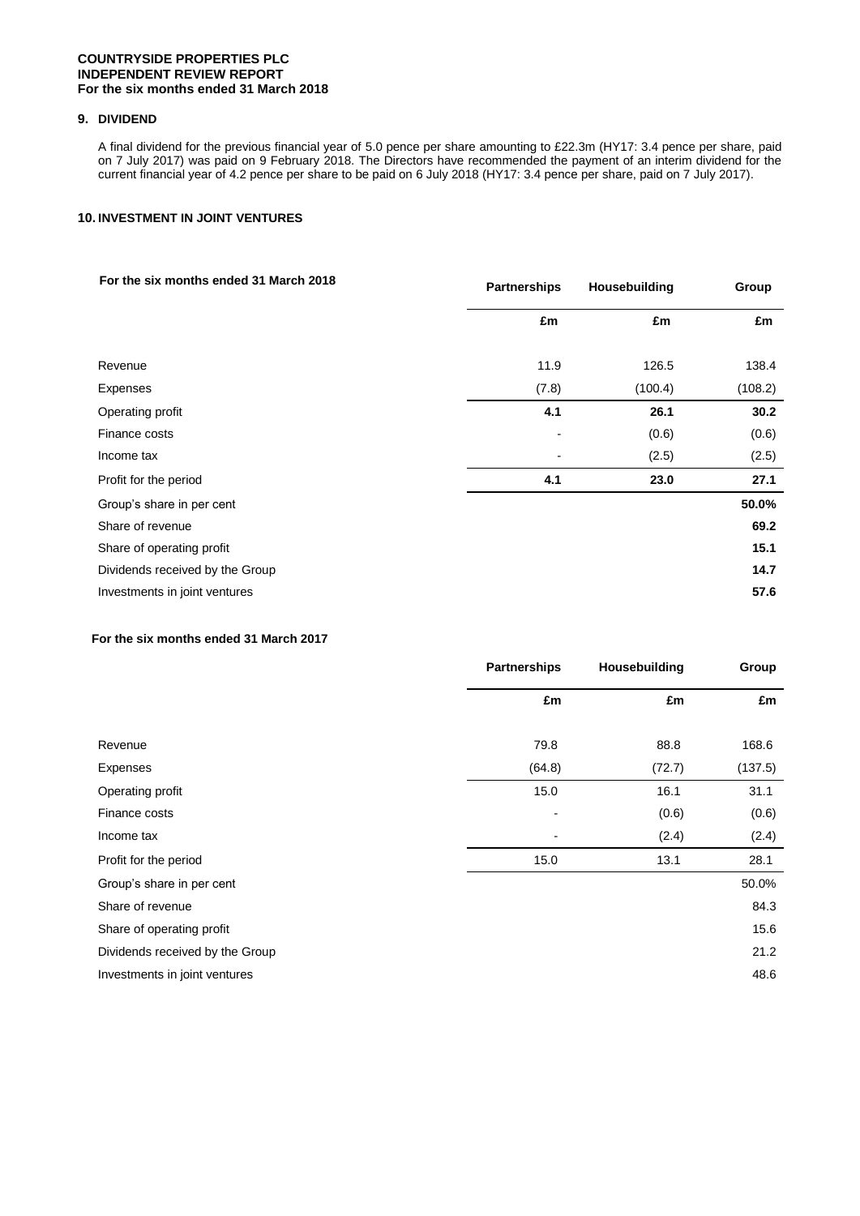## 9. DIVIDEND

A final dividend for the previous financial year of 5.0 pence per share amounting to £22.3m (HY17: 3.4 pence per share, paid on 7 July 2017) was paid on 9 February 2018. The Directors have recommended the payment of an interim dividend for the current financial year of 4.2 pence per share to be paid on 6 July 2018 (HY17: 3.4 pence per share, paid on 7 July 2017).

## 10. INVESTMENT IN JOINT VENTURES

| For the six months ended 31 March 2018 | Partnerships | Housebuilding | Group |
|---|---|---|---|
| | £m | £m | £m |
| Revenue | 11.9 | 126.5 | 138.4 |
| Expenses | (7.8) | (100.4) | (108.2) |
| Operating profit | **4.1** | **26.1** | **30.2** |
| Finance costs | - | (0.6) | (0.6) |
| Income tax | - | (2.5) | (2.5) |
| Profit for the period | **4.1** | **23.0** | **27.1** |
| Group's share in per cent | | | **50.0%** |
| Share of revenue | | | **69.2** |
| Share of operating profit | | | **15.1** |
| Dividends received by the Group | | | **14.7** |
| Investments in joint ventures | | | **57.6** |

| For the six months ended 31 March 2017 | Partnerships | Housebuilding | Group |
|---|---|---|---|
| | £m | £m | £m |
| Revenue | 79.8 | 88.8 | 168.6 |
| Expenses | (64.8) | (72.7) | (137.5) |
| Operating profit | 15.0 | 16.1 | 31.1 |
| Finance costs | - | (0.6) | (0.6) |
| Income tax | - | (2.4) | (2.4) |
| Profit for the period | 15.0 | 13.1 | 28.1 |
| Group's share in per cent | | | 50.0% |
| Share of revenue | | | 84.3 |
| Share of operating profit | | | 15.6 |
| Dividends received by the Group | | | 21.2 |
| Investments in joint ventures | | | 48.6 |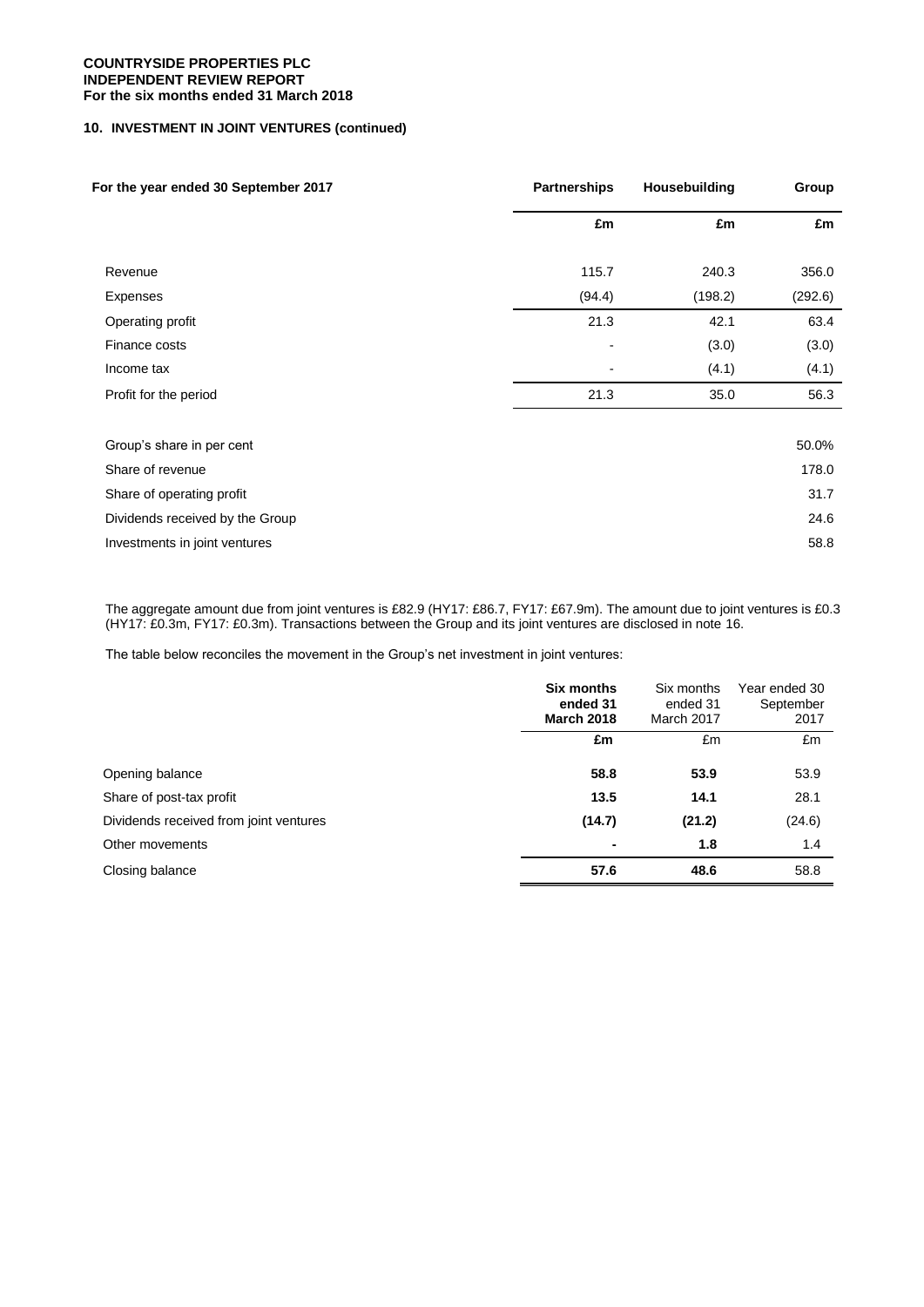## 10. INVESTMENT IN JOINT VENTURES (continued)

| For the year ended 30 September 2017 | Partnerships | Housebuilding | Group |
|---|---|---|---|
| | £m | £m | £m |
| Revenue | 115.7 | 240.3 | 356.0 |
| Expenses | (94.4) | (198.2) | (292.6) |
| Operating profit | 21.3 | 42.1 | 63.4 |
| Finance costs | - | (3.0) | (3.0) |
| Income tax | - | (4.1) | (4.1) |
| Profit for the period | 21.3 | 35.0 | 56.3 |
| | | | |
| Group's share in per cent | | | 50.0% |
| Share of revenue | | | 178.0 |
| Share of operating profit | | | 31.7 |
| Dividends received by the Group | | | 24.6 |
| Investments in joint ventures | | | 58.8 |

The aggregate amount due from joint ventures is £82.9 (HY17: £86.7, FY17: £67.9m). The amount due to joint ventures is £0.3 (HY17: £0.3m, FY17: £0.3m). Transactions between the Group and its joint ventures are disclosed in note 16.

The table below reconciles the movement in the Group's net investment in joint ventures:

| | **Six months ended 31 March 2018** | Six months ended 31 March 2017 | Year ended 30 September 2017 |
|---|---|---|---|
| | **£m** | £m | £m |
| Opening balance | **58.8** | **53.9** | 53.9 |
| Share of post-tax profit | **13.5** | **14.1** | 28.1 |
| Dividends received from joint ventures | **(14.7)** | **(21.2)** | (24.6) |
| Other movements | **-** | **1.8** | 1.4 |
| Closing balance | **57.6** | **48.6** | 58.8 |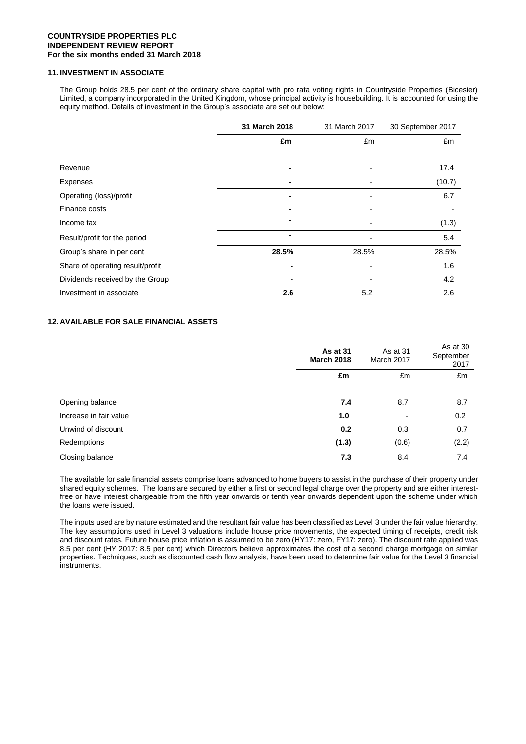## 11. INVESTMENT IN ASSOCIATE

The Group holds 28.5 per cent of the ordinary share capital with pro rata voting rights in Countryside Properties (Bicester) Limited, a company incorporated in the United Kingdom, whose principal activity is housebuilding. It is accounted for using the equity method. Details of investment in the Group's associate are set out below:

| | **31 March 2018** | 31 March 2017 | 30 September 2017 |
|---|---|---|---|
| | **£m** | £m | £m |
| Revenue | **-** | - | 17.4 |
| Expenses | **-** | - | (10.7) |
| Operating (loss)/profit | **-** | - | 6.7 |
| Finance costs | **-** | - | - |
| Income tax | **-** | - | (1.3) |
| Result/profit for the period | **-** | - | 5.4 |
| Group's share in per cent | **28.5%** | 28.5% | 28.5% |
| Share of operating result/profit | **-** | - | 1.6 |
| Dividends received by the Group | **-** | - | 4.2 |
| Investment in associate | **2.6** | 5.2 | 2.6 |

## 12. AVAILABLE FOR SALE FINANCIAL ASSETS

| | **As at 31 March 2018** | As at 31 March 2017 | As at 30 September 2017 |
|---|---|---|---|
| | **£m** | £m | £m |
| Opening balance | **7.4** | 8.7 | 8.7 |
| Increase in fair value | **1.0** | - | 0.2 |
| Unwind of discount | **0.2** | 0.3 | 0.7 |
| Redemptions | **(1.3)** | (0.6) | (2.2) |
| Closing balance | **7.3** | 8.4 | 7.4 |

The available for sale financial assets comprise loans advanced to home buyers to assist in the purchase of their property under shared equity schemes. The loans are secured by either a first or second legal charge over the property and are either interest-free or have interest chargeable from the fifth year onwards or tenth year onwards dependent upon the scheme under which the loans were issued.

The inputs used are by nature estimated and the resultant fair value has been classified as Level 3 under the fair value hierarchy. The key assumptions used in Level 3 valuations include house price movements, the expected timing of receipts, credit risk and discount rates. Future house price inflation is assumed to be zero (HY17: zero, FY17: zero). The discount rate applied was 8.5 per cent (HY 2017: 8.5 per cent) which Directors believe approximates the cost of a second charge mortgage on similar properties. Techniques, such as discounted cash flow analysis, have been used to determine fair value for the Level 3 financial instruments.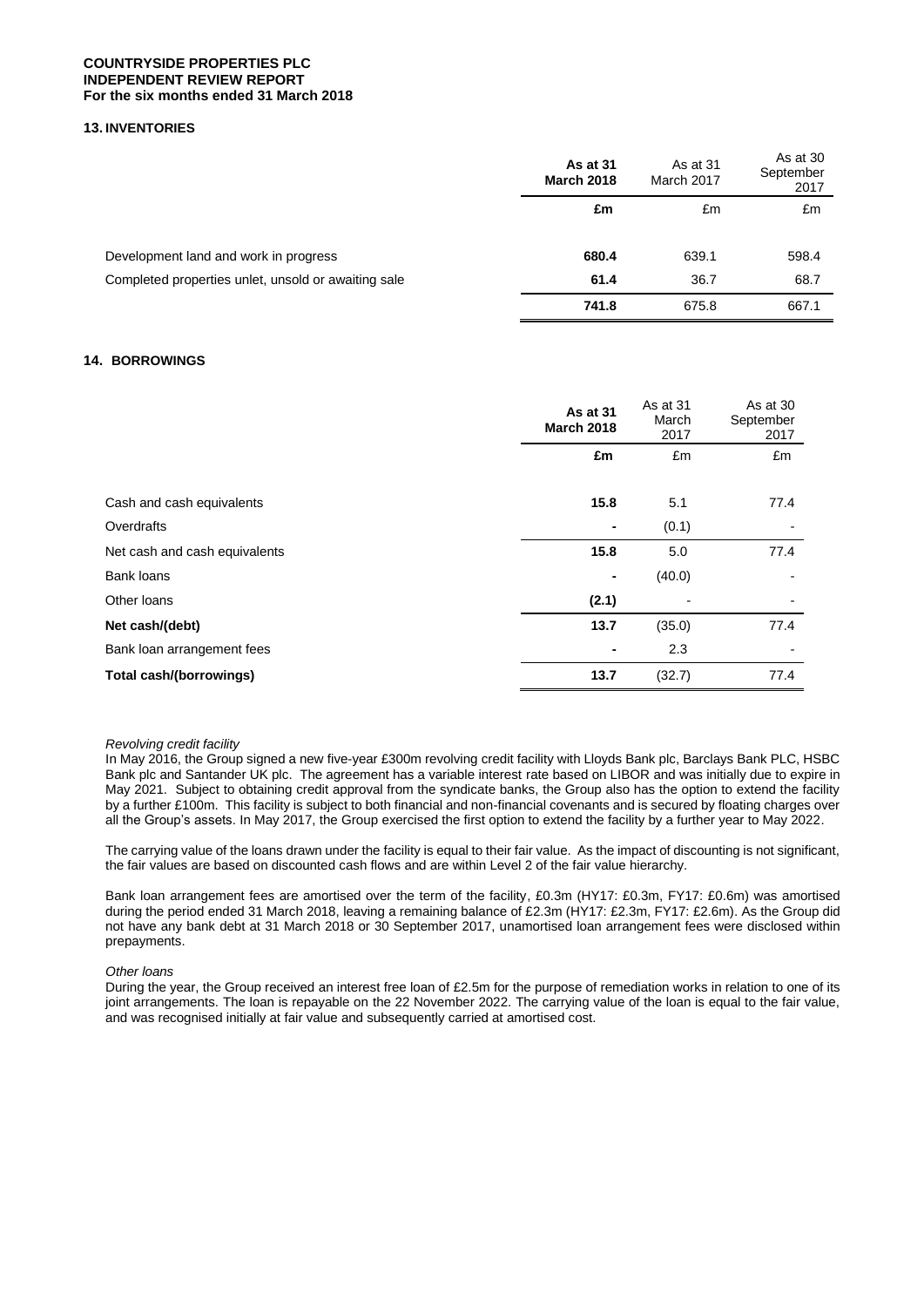## 13. INVENTORIES

| | **As at 31 March 2018** | As at 31 March 2017 | As at 30 September 2017 |
|---|---|---|---|
| | **£m** | £m | £m |
| Development land and work in progress | **680.4** | 639.1 | 598.4 |
| Completed properties unlet, unsold or awaiting sale | **61.4** | 36.7 | 68.7 |
| | **741.8** | 675.8 | 667.1 |

## 14. BORROWINGS

| | **As at 31 March 2018** | As at 31 March 2017 | As at 30 September 2017 |
|---|---|---|---|
| | **£m** | £m | £m |
| Cash and cash equivalents | **15.8** | 5.1 | 77.4 |
| Overdrafts | **-** | (0.1) | - |
| Net cash and cash equivalents | **15.8** | 5.0 | 77.4 |
| Bank loans | **-** | (40.0) | - |
| Other loans | **(2.1)** | - | - |
| **Net cash/(debt)** | **13.7** | (35.0) | 77.4 |
| Bank loan arrangement fees | **-** | 2.3 | - |
| **Total cash/(borrowings)** | **13.7** | (32.7) | 77.4 |

*Revolving credit facility*

In May 2016, the Group signed a new five-year £300m revolving credit facility with Lloyds Bank plc, Barclays Bank PLC, HSBC Bank plc and Santander UK plc. The agreement has a variable interest rate based on LIBOR and was initially due to expire in May 2021. Subject to obtaining credit approval from the syndicate banks, the Group also has the option to extend the facility by a further £100m. This facility is subject to both financial and non-financial covenants and is secured by floating charges over all the Group's assets. In May 2017, the Group exercised the first option to extend the facility by a further year to May 2022.

The carrying value of the loans drawn under the facility is equal to their fair value. As the impact of discounting is not significant, the fair values are based on discounted cash flows and are within Level 2 of the fair value hierarchy.

Bank loan arrangement fees are amortised over the term of the facility, £0.3m (HY17: £0.3m, FY17: £0.6m) was amortised during the period ended 31 March 2018, leaving a remaining balance of £2.3m (HY17: £2.3m, FY17: £2.6m). As the Group did not have any bank debt at 31 March 2018 or 30 September 2017, unamortised loan arrangement fees were disclosed within prepayments.

*Other loans*

During the year, the Group received an interest free loan of £2.5m for the purpose of remediation works in relation to one of its joint arrangements. The loan is repayable on the 22 November 2022. The carrying value of the loan is equal to the fair value, and was recognised initially at fair value and subsequently carried at amortised cost.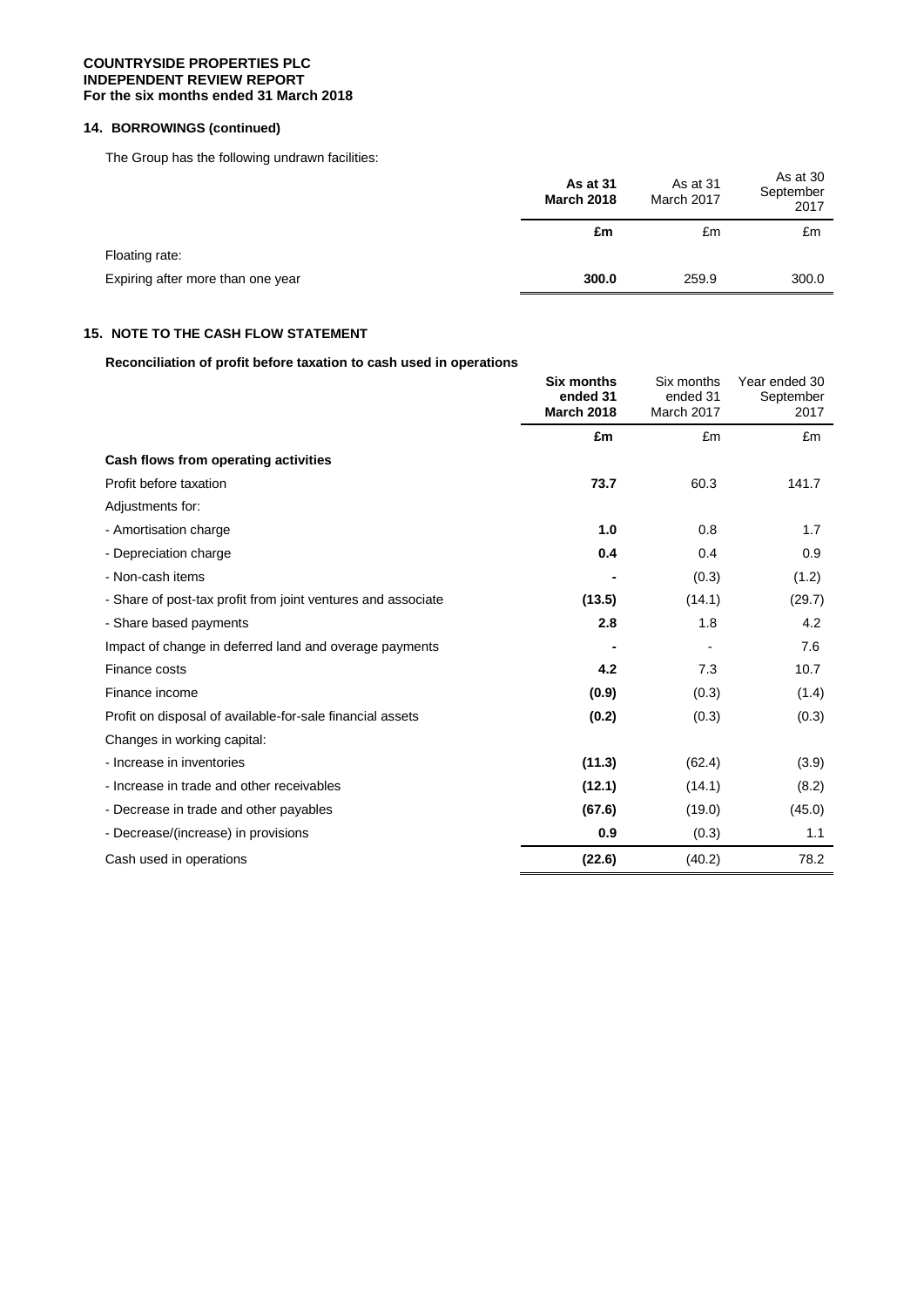**COUNTRYSIDE PROPERTIES PLC**
**INDEPENDENT REVIEW REPORT**
**For the six months ended 31 March 2018**

## 14. BORROWINGS (continued)

The Group has the following undrawn facilities:

| | **As at 31 March 2018** | As at 31 March 2017 | As at 30 September 2017 |
|---|---|---|---|
| | **£m** | £m | £m |
| Floating rate: | | | |
| Expiring after more than one year | **300.0** | 259.9 | 300.0 |

## 15. NOTE TO THE CASH FLOW STATEMENT

**Reconciliation of profit before taxation to cash used in operations**

| | **Six months ended 31 March 2018** | Six months ended 31 March 2017 | Year ended 30 September 2017 |
|---|---|---|---|
| | **£m** | £m | £m |
| **Cash flows from operating activities** | | | |
| Profit before taxation | **73.7** | 60.3 | 141.7 |
| Adjustments for: | | | |
| - Amortisation charge | **1.0** | 0.8 | 1.7 |
| - Depreciation charge | **0.4** | 0.4 | 0.9 |
| - Non-cash items | **-** | (0.3) | (1.2) |
| - Share of post-tax profit from joint ventures and associate | **(13.5)** | (14.1) | (29.7) |
| - Share based payments | **2.8** | 1.8 | 4.2 |
| Impact of change in deferred land and overage payments | **-** | - | 7.6 |
| Finance costs | **4.2** | 7.3 | 10.7 |
| Finance income | **(0.9)** | (0.3) | (1.4) |
| Profit on disposal of available-for-sale financial assets | **(0.2)** | (0.3) | (0.3) |
| Changes in working capital: | | | |
| - Increase in inventories | **(11.3)** | (62.4) | (3.9) |
| - Increase in trade and other receivables | **(12.1)** | (14.1) | (8.2) |
| - Decrease in trade and other payables | **(67.6)** | (19.0) | (45.0) |
| - Decrease/(increase) in provisions | **0.9** | (0.3) | 1.1 |
| Cash used in operations | **(22.6)** | (40.2) | 78.2 |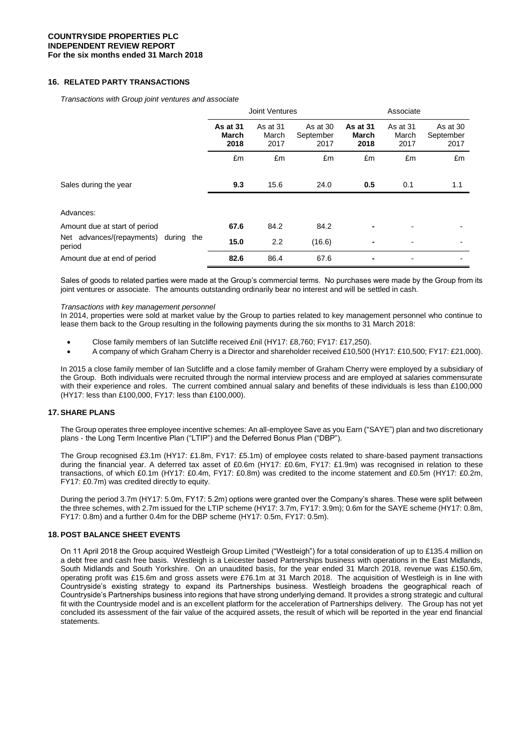## 16. RELATED PARTY TRANSACTIONS

*Transactions with Group joint ventures and associate*

| | Joint Ventures | | | Associate | | |
|---|---|---|---|---|---|---|
| | **As at 31 March 2018** | As at 31 March 2017 | As at 30 September 2017 | **As at 31 March 2018** | As at 31 March 2017 | As at 30 September 2017 |
| | £m | £m | £m | £m | £m | £m |
| Sales during the year | **9.3** | 15.6 | 24.0 | **0.5** | 0.1 | 1.1 |
| Advances: | | | | | | |
| Amount due at start of period | **67.6** | 84.2 | 84.2 | **-** | - | - |
| Net advances/(repayments) during the period | **15.0** | 2.2 | (16.6) | **-** | - | - |
| Amount due at end of period | **82.6** | 86.4 | 67.6 | **-** | - | - |

Sales of goods to related parties were made at the Group's commercial terms. No purchases were made by the Group from its joint ventures or associate. The amounts outstanding ordinarily bear no interest and will be settled in cash.

*Transactions with key management personnel*

In 2014, properties were sold at market value by the Group to parties related to key management personnel who continue to lease them back to the Group resulting in the following payments during the six months to 31 March 2018:

- Close family members of Ian Sutcliffe received £nil (HY17: £8,760; FY17: £17,250).
- A company of which Graham Cherry is a Director and shareholder received £10,500 (HY17: £10,500; FY17: £21,000).

In 2015 a close family member of Ian Sutcliffe and a close family member of Graham Cherry were employed by a subsidiary of the Group. Both individuals were recruited through the normal interview process and are employed at salaries commensurate with their experience and roles. The current combined annual salary and benefits of these individuals is less than £100,000 (HY17: less than £100,000, FY17: less than £100,000).

## 17. SHARE PLANS

The Group operates three employee incentive schemes: An all-employee Save as you Earn ("SAYE") plan and two discretionary plans - the Long Term Incentive Plan ("LTIP") and the Deferred Bonus Plan ("DBP").

The Group recognised £3.1m (HY17: £1.8m, FY17: £5.1m) of employee costs related to share-based payment transactions during the financial year. A deferred tax asset of £0.6m (HY17: £0.6m, FY17: £1.9m) was recognised in relation to these transactions, of which £0.1m (HY17: £0.4m, FY17: £0.8m) was credited to the income statement and £0.5m (HY17: £0.2m, FY17: £0.7m) was credited directly to equity.

During the period 3.7m (HY17: 5.0m, FY17: 5.2m) options were granted over the Company's shares. These were split between the three schemes, with 2.7m issued for the LTIP scheme (HY17: 3.7m, FY17: 3.9m); 0.6m for the SAYE scheme (HY17: 0.8m, FY17: 0.8m) and a further 0.4m for the DBP scheme (HY17: 0.5m, FY17: 0.5m).

## 18. POST BALANCE SHEET EVENTS

On 11 April 2018 the Group acquired Westleigh Group Limited ("Westleigh") for a total consideration of up to £135.4 million on a debt free and cash free basis. Westleigh is a Leicester based Partnerships business with operations in the East Midlands, South Midlands and South Yorkshire. On an unaudited basis, for the year ended 31 March 2018, revenue was £150.6m, operating profit was £15.6m and gross assets were £76.1m at 31 March 2018. The acquisition of Westleigh is in line with Countryside's existing strategy to expand its Partnerships business. Westleigh broadens the geographical reach of Countryside's Partnerships business into regions that have strong underlying demand. It provides a strong strategic and cultural fit with the Countryside model and is an excellent platform for the acceleration of Partnerships delivery. The Group has not yet concluded its assessment of the fair value of the acquired assets, the result of which will be reported in the year end financial statements.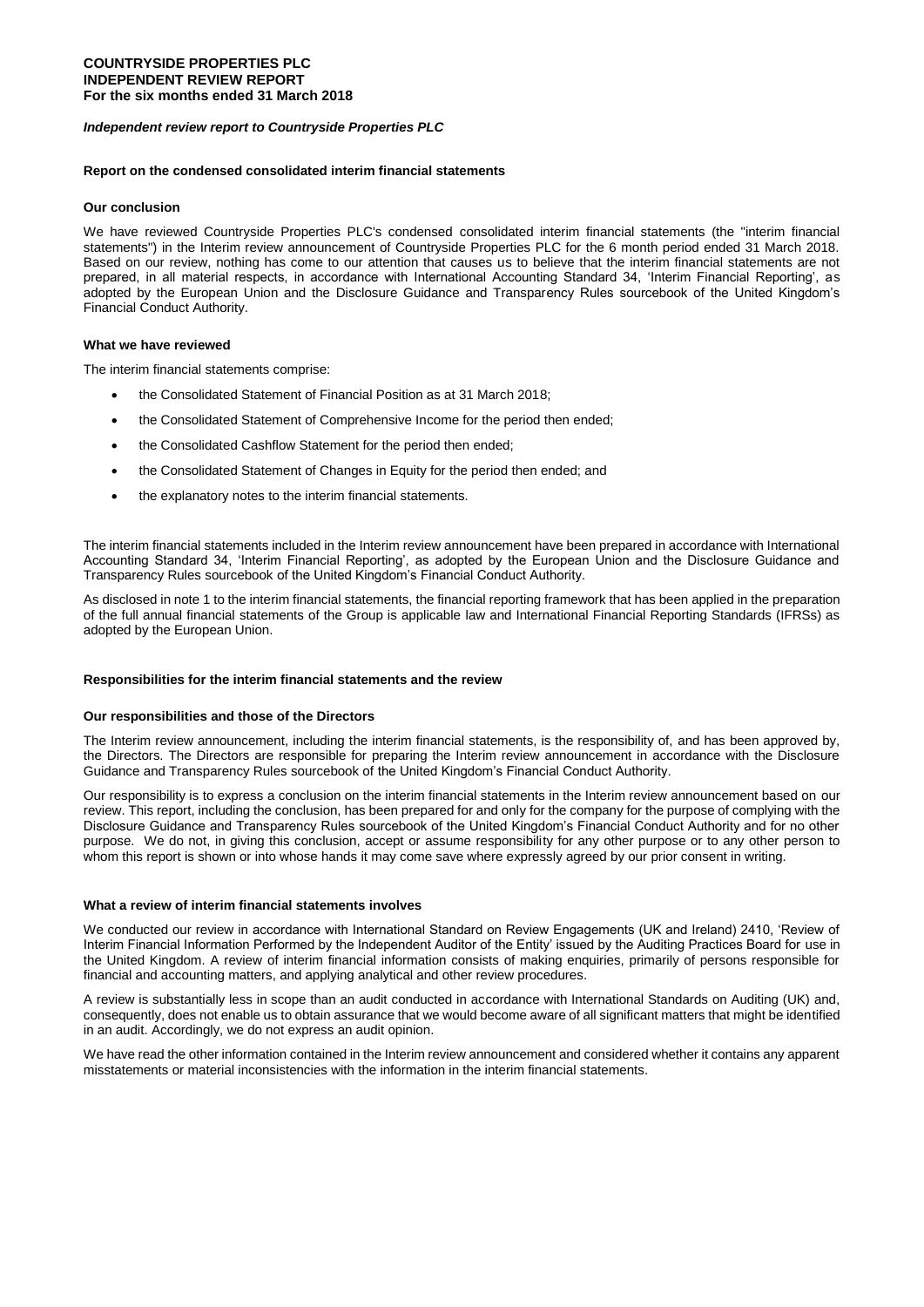**COUNTRYSIDE PROPERTIES PLC**
**INDEPENDENT REVIEW REPORT**
**For the six months ended 31 March 2018**

***Independent review report to Countryside Properties PLC***

**Report on the condensed consolidated interim financial statements**

**Our conclusion**

We have reviewed Countryside Properties PLC's condensed consolidated interim financial statements (the "interim financial statements") in the Interim review announcement of Countryside Properties PLC for the 6 month period ended 31 March 2018. Based on our review, nothing has come to our attention that causes us to believe that the interim financial statements are not prepared, in all material respects, in accordance with International Accounting Standard 34, 'Interim Financial Reporting', as adopted by the European Union and the Disclosure Guidance and Transparency Rules sourcebook of the United Kingdom's Financial Conduct Authority.

**What we have reviewed**

The interim financial statements comprise:

- the Consolidated Statement of Financial Position as at 31 March 2018;
- the Consolidated Statement of Comprehensive Income for the period then ended;
- the Consolidated Cashflow Statement for the period then ended;
- the Consolidated Statement of Changes in Equity for the period then ended; and
- the explanatory notes to the interim financial statements.

The interim financial statements included in the Interim review announcement have been prepared in accordance with International Accounting Standard 34, 'Interim Financial Reporting', as adopted by the European Union and the Disclosure Guidance and Transparency Rules sourcebook of the United Kingdom's Financial Conduct Authority.

As disclosed in note 1 to the interim financial statements, the financial reporting framework that has been applied in the preparation of the full annual financial statements of the Group is applicable law and International Financial Reporting Standards (IFRSs) as adopted by the European Union.

**Responsibilities for the interim financial statements and the review**

**Our responsibilities and those of the Directors**

The Interim review announcement, including the interim financial statements, is the responsibility of, and has been approved by, the Directors. The Directors are responsible for preparing the Interim review announcement in accordance with the Disclosure Guidance and Transparency Rules sourcebook of the United Kingdom's Financial Conduct Authority.

Our responsibility is to express a conclusion on the interim financial statements in the Interim review announcement based on our review. This report, including the conclusion, has been prepared for and only for the company for the purpose of complying with the Disclosure Guidance and Transparency Rules sourcebook of the United Kingdom's Financial Conduct Authority and for no other purpose. We do not, in giving this conclusion, accept or assume responsibility for any other purpose or to any other person to whom this report is shown or into whose hands it may come save where expressly agreed by our prior consent in writing.

**What a review of interim financial statements involves**

We conducted our review in accordance with International Standard on Review Engagements (UK and Ireland) 2410, 'Review of Interim Financial Information Performed by the Independent Auditor of the Entity' issued by the Auditing Practices Board for use in the United Kingdom. A review of interim financial information consists of making enquiries, primarily of persons responsible for financial and accounting matters, and applying analytical and other review procedures.

A review is substantially less in scope than an audit conducted in accordance with International Standards on Auditing (UK) and, consequently, does not enable us to obtain assurance that we would become aware of all significant matters that might be identified in an audit. Accordingly, we do not express an audit opinion.

We have read the other information contained in the Interim review announcement and considered whether it contains any apparent misstatements or material inconsistencies with the information in the interim financial statements.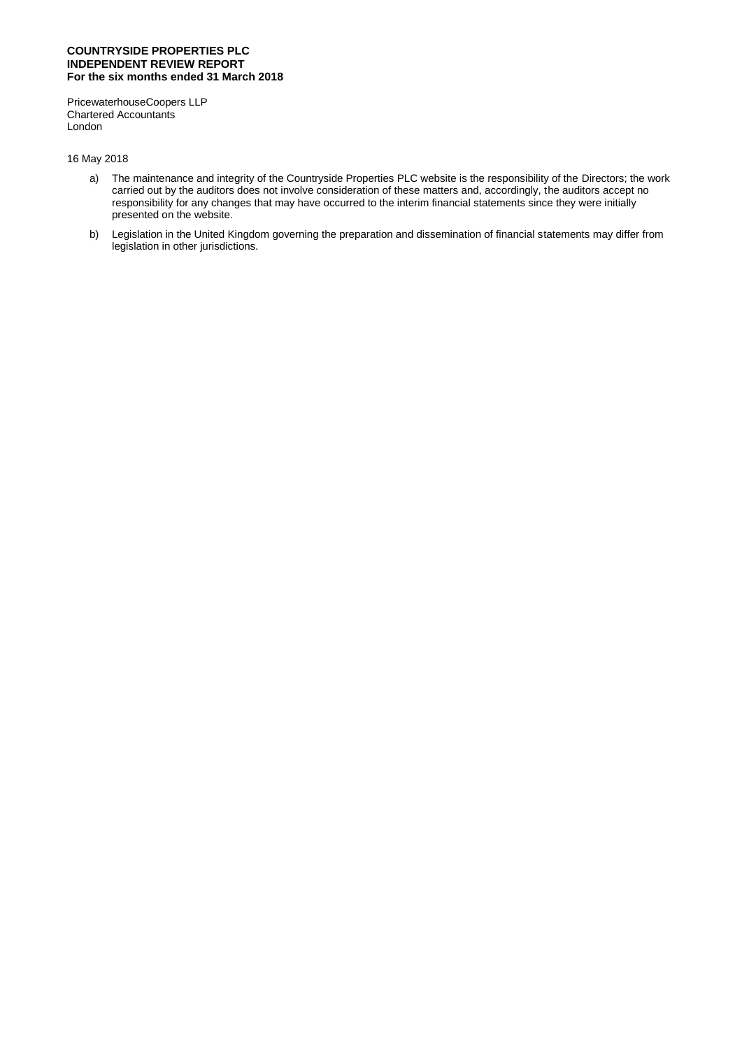**COUNTRYSIDE PROPERTIES PLC**
**INDEPENDENT REVIEW REPORT**
**For the six months ended 31 March 2018**

PricewaterhouseCoopers LLP
Chartered Accountants
London

16 May 2018

a) The maintenance and integrity of the Countryside Properties PLC website is the responsibility of the Directors; the work carried out by the auditors does not involve consideration of these matters and, accordingly, the auditors accept no responsibility for any changes that may have occurred to the interim financial statements since they were initially presented on the website.

b) Legislation in the United Kingdom governing the preparation and dissemination of financial statements may differ from legislation in other jurisdictions.